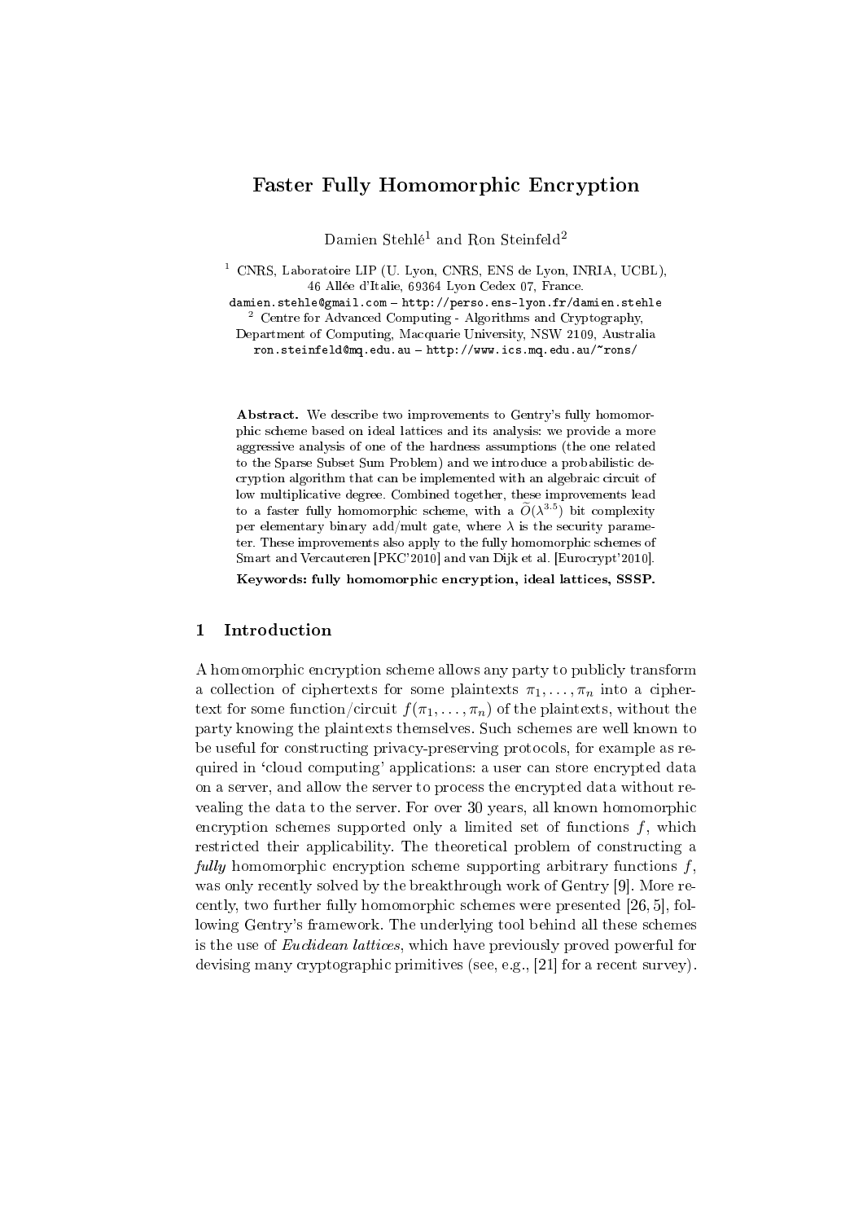# Faster Fully Homomorphic Encryption

Damien Stehlé[1] and Ron Steinfeld[2]

[1] CNRS, Laboratoire LIP (U. Lyon, CNRS, ENS de Lyon, INRIA, UCBL), 46 Allée d'Italie, 69364 Lyon Cedex 07, France.
damien.stehle@gmail.com – http://perso.ens-lyon.fr/damien.stehle

[2] Centre for Advanced Computing - Algorithms and Cryptography, Department of Computing, Macquarie University, NSW 2109, Australia
ron.steinfeld@mq.edu.au – http://www.ics.mq.edu.au/~rons/

**Abstract.** We describe two improvements to Gentry's fully homomorphic scheme based on ideal lattices and its analysis: we provide a more aggressive analysis of one of the hardness assumptions (the one related to the Sparse Subset Sum Problem) and we introduce a probabilistic decryption algorithm that can be implemented with an algebraic circuit of low multiplicative degree. Combined together, these improvements lead to a faster fully homomorphic scheme, with a $\widetilde{O}(\lambda^{3.5})$ bit complexity per elementary binary add/mult gate, where $\lambda$ is the security parameter. These improvements also apply to the fully homomorphic schemes of Smart and Vercauteren [PKC'2010] and van Dijk et al. [Eurocrypt'2010].

**Keywords: fully homomorphic encryption, ideal lattices, SSSP.**

## 1 Introduction

A homomorphic encryption scheme allows any party to publicly transform a collection of ciphertexts for some plaintexts $\pi_1, \ldots, \pi_n$ into a ciphertext for some function/circuit $f(\pi_1, \ldots, \pi_n)$ of the plaintexts, without the party knowing the plaintexts themselves. Such schemes are well known to be useful for constructing privacy-preserving protocols, for example as required in 'cloud computing' applications: a user can store encrypted data on a server, and allow the server to process the encrypted data without revealing the data to the server. For over 30 years, all known homomorphic encryption schemes supported only a limited set of functions $f$, which restricted their applicability. The theoretical problem of constructing a *fully* homomorphic encryption scheme supporting arbitrary functions $f$, was only recently solved by the breakthrough work of Gentry [9]. More recently, two further fully homomorphic schemes were presented [26, 5], following Gentry's framework. The underlying tool behind all these schemes is the use of *Euclidean lattices*, which have previously proved powerful for devising many cryptographic primitives (see, e.g., [21] for a recent survey).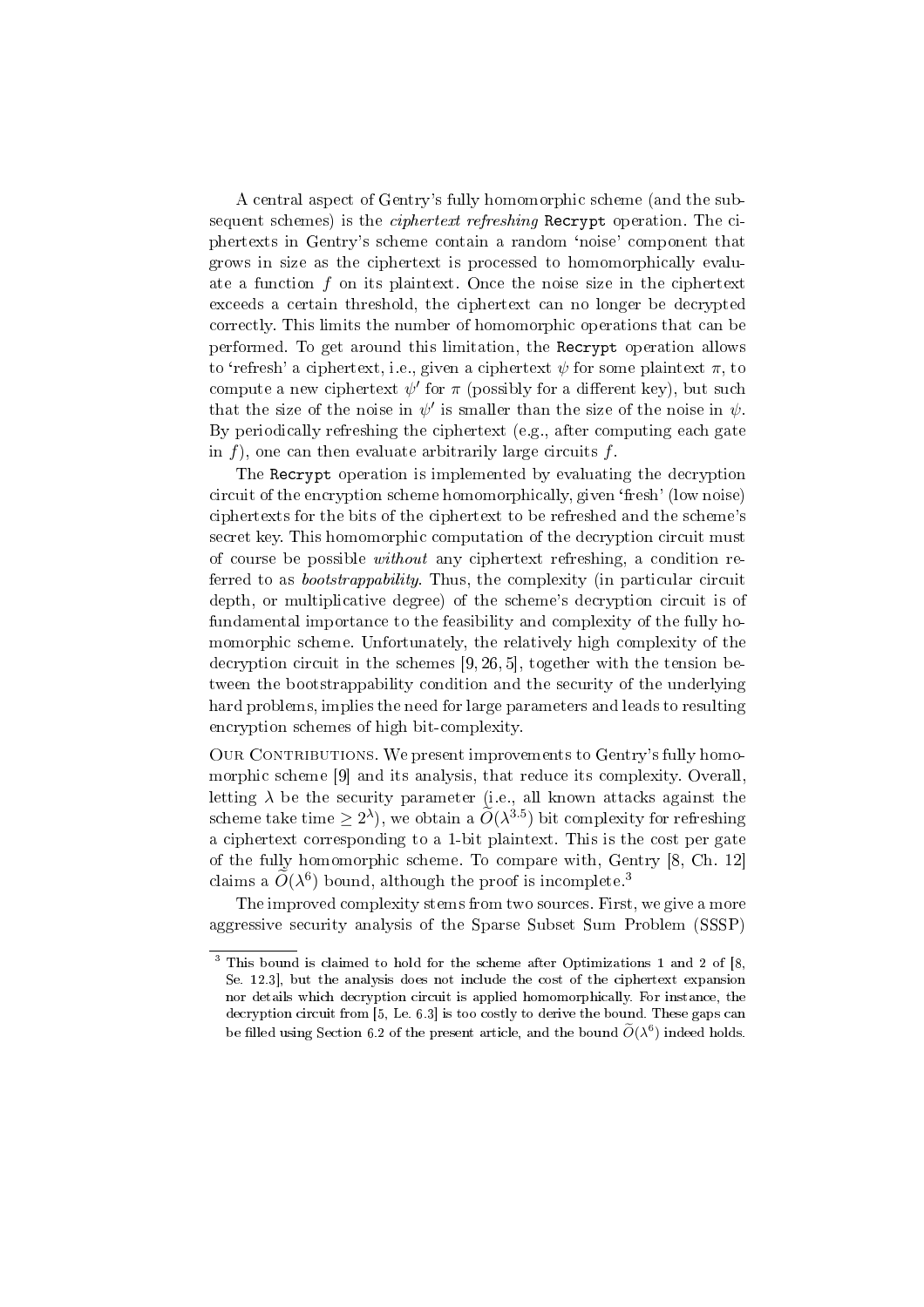A central aspect of Gentry's fully homomorphic scheme (and the subsequent schemes) is the *ciphertext refreshing* `Recrypt` operation. The ciphertexts in Gentry's scheme contain a random 'noise' component that grows in size as the ciphertext is processed to homomorphically evaluate a function $f$ on its plaintext. Once the noise size in the ciphertext exceeds a certain threshold, the ciphertext can no longer be decrypted correctly. This limits the number of homomorphic operations that can be performed. To get around this limitation, the `Recrypt` operation allows to 'refresh' a ciphertext, i.e., given a ciphertext $\psi$ for some plaintext $\pi$, to compute a new ciphertext $\psi'$ for $\pi$ (possibly for a different key), but such that the size of the noise in $\psi'$ is smaller than the size of the noise in $\psi$. By periodically refreshing the ciphertext (e.g., after computing each gate in $f$), one can then evaluate arbitrarily large circuits $f$.

The `Recrypt` operation is implemented by evaluating the decryption circuit of the encryption scheme homomorphically, given 'fresh' (low noise) ciphertexts for the bits of the ciphertext to be refreshed and the scheme's secret key. This homomorphic computation of the decryption circuit must of course be possible *without* any ciphertext refreshing, a condition referred to as *bootstrappability*. Thus, the complexity (in particular circuit depth, or multiplicative degree) of the scheme's decryption circuit is of fundamental importance to the feasibility and complexity of the fully homomorphic scheme. Unfortunately, the relatively high complexity of the decryption circuit in the schemes [9, 26, 5], together with the tension between the bootstrappability condition and the security of the underlying hard problems, implies the need for large parameters and leads to resulting encryption schemes of high bit-complexity.

Our Contributions. We present improvements to Gentry's fully homomorphic scheme [9] and its analysis, that reduce its complexity. Overall, letting $\lambda$ be the security parameter (i.e., all known attacks against the scheme take time $\geq 2^{\lambda}$), we obtain a $\widetilde{O}(\lambda^{3.5})$ bit complexity for refreshing a ciphertext corresponding to a 1-bit plaintext. This is the cost per gate of the fully homomorphic scheme. To compare with, Gentry [8, Ch. 12] claims a $\widetilde{O}(\lambda^{6})$ bound, although the proof is incomplete.[3]

The improved complexity stems from two sources. First, we give a more aggressive security analysis of the Sparse Subset Sum Problem (SSSP)

[3] This bound is claimed to hold for the scheme after Optimizations 1 and 2 of [8, Se. 12.3], but the analysis does not include the cost of the ciphertext expansion nor details which decryption circuit is applied homomorphically. For instance, the decryption circuit from [5, Le. 6.3] is too costly to derive the bound. These gaps can be filled using Section 6.2 of the present article, and the bound $\widetilde{O}(\lambda^{6})$ indeed holds.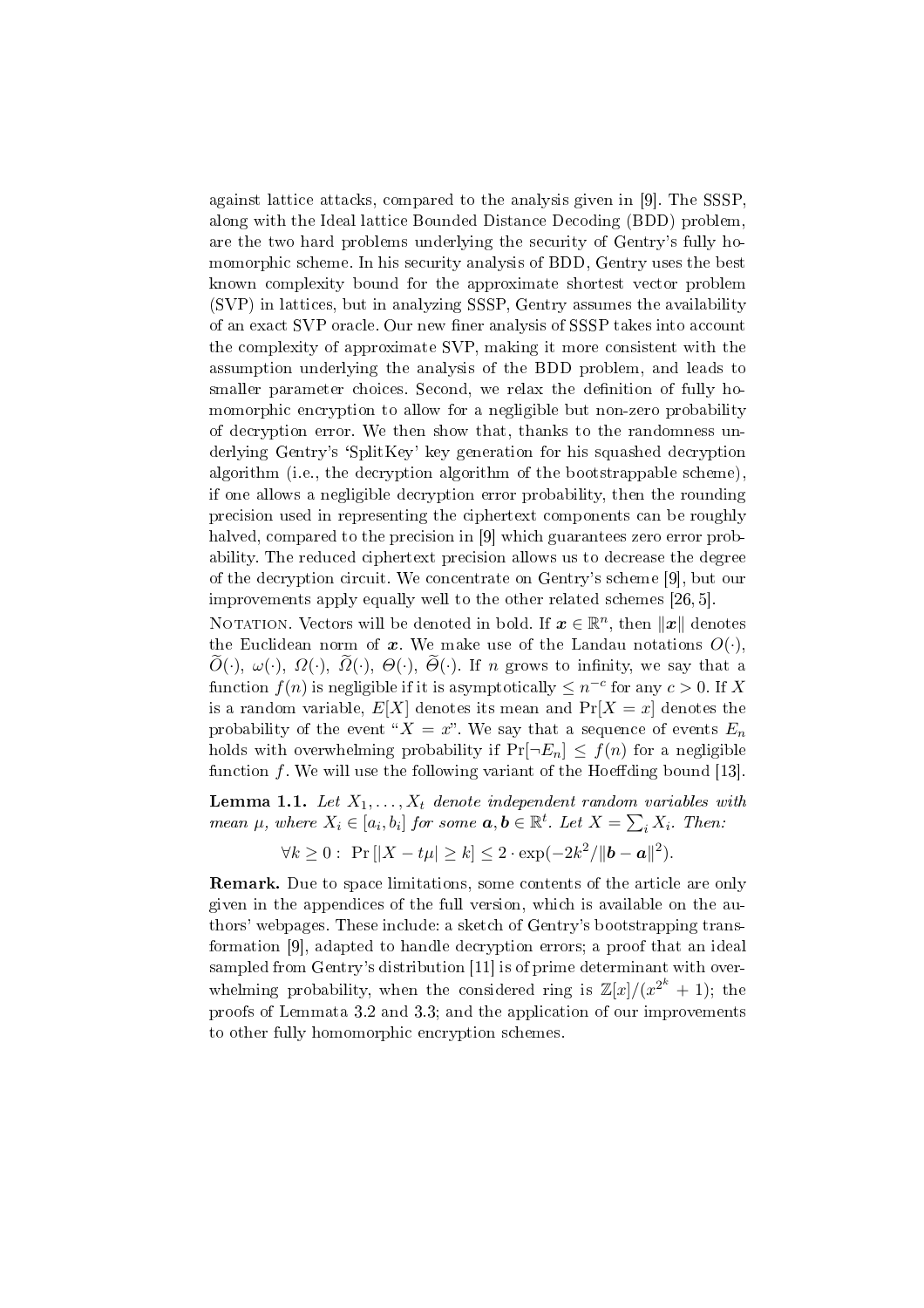against lattice attacks, compared to the analysis given in [9]. The SSSP, along with the Ideal lattice Bounded Distance Decoding (BDD) problem, are the two hard problems underlying the security of Gentry's fully homomorphic scheme. In his security analysis of BDD, Gentry uses the best known complexity bound for the approximate shortest vector problem (SVP) in lattices, but in analyzing SSSP, Gentry assumes the availability of an exact SVP oracle. Our new finer analysis of SSSP takes into account the complexity of approximate SVP, making it more consistent with the assumption underlying the analysis of the BDD problem, and leads to smaller parameter choices. Second, we relax the definition of fully homomorphic encryption to allow for a negligible but non-zero probability of decryption error. We then show that, thanks to the randomness underlying Gentry's 'SplitKey' key generation for his squashed decryption algorithm (i.e., the decryption algorithm of the bootstrappable scheme), if one allows a negligible decryption error probability, then the rounding precision used in representing the ciphertext components can be roughly halved, compared to the precision in [9] which guarantees zero error probability. The reduced ciphertext precision allows us to decrease the degree of the decryption circuit. We concentrate on Gentry's scheme [9], but our improvements apply equally well to the other related schemes [26, 5].

Notation. Vectors will be denoted in bold. If $\boldsymbol{x} \in \mathbb{R}^n$, then $\|\boldsymbol{x}\|$ denotes the Euclidean norm of $\boldsymbol{x}$. We make use of the Landau notations $O(\cdot)$, $\widetilde{O}(\cdot)$, $\omega(\cdot)$, $\Omega(\cdot)$, $\widetilde{\Omega}(\cdot)$, $\Theta(\cdot)$, $\widetilde{\Theta}(\cdot)$. If $n$ grows to infinity, we say that a function $f(n)$ is negligible if it is asymptotically $\leq n^{-c}$ for any $c > 0$. If $X$ is a random variable, $E[X]$ denotes its mean and $\Pr[X = x]$ denotes the probability of the event "$X = x$". We say that a sequence of events $E_n$ holds with overwhelming probability if $\Pr[\neg E_n] \leq f(n)$ for a negligible function $f$. We will use the following variant of the Hoeffding bound [13].

**Lemma 1.1.** *Let $X_1, \ldots, X_t$ denote independent random variables with mean $\mu$, where $X_i \in [a_i, b_i]$ for some $\boldsymbol{a}, \boldsymbol{b} \in \mathbb{R}^t$. Let $X = \sum_i X_i$. Then:*

$$\forall k \geq 0 : \ \Pr\left[|X - t\mu| \geq k\right] \leq 2 \cdot \exp(-2k^2/\|\boldsymbol{b} - \boldsymbol{a}\|^2).$$

**Remark.** Due to space limitations, some contents of the article are only given in the appendices of the full version, which is available on the authors' webpages. These include: a sketch of Gentry's bootstrapping transformation [9], adapted to handle decryption errors; a proof that an ideal sampled from Gentry's distribution [11] is of prime determinant with overwhelming probability, when the considered ring is $\mathbb{Z}[x]/(x^{2^k} + 1)$; the proofs of Lemmata 3.2 and 3.3; and the application of our improvements to other fully homomorphic encryption schemes.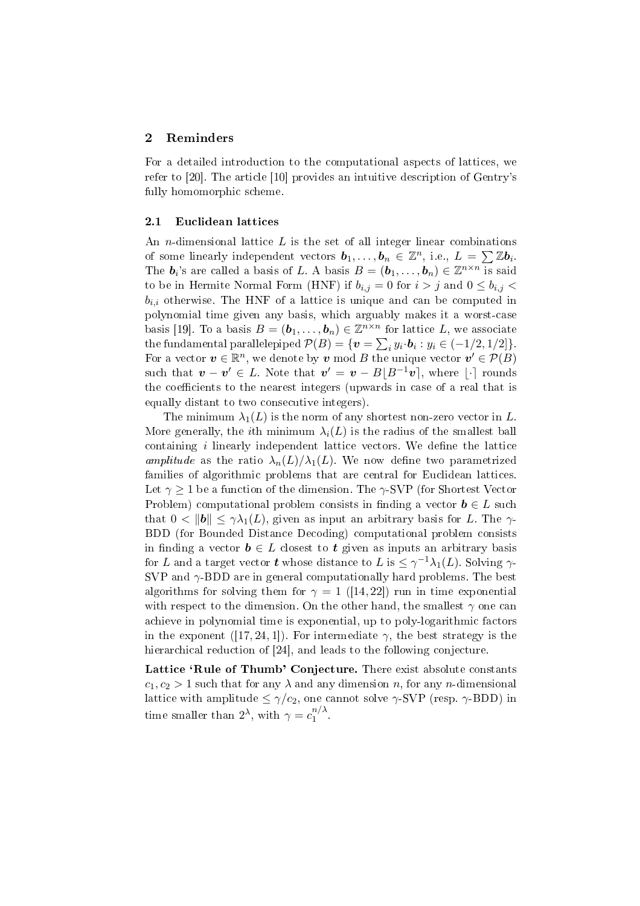## 2 Reminders

For a detailed introduction to the computational aspects of lattices, we refer to [20]. The article [10] provides an intuitive description of Gentry's fully homomorphic scheme.

### 2.1 Euclidean lattices

An $n$-dimensional lattice $L$ is the set of all integer linear combinations of some linearly independent vectors $\boldsymbol{b}_1, \ldots, \boldsymbol{b}_n \in \mathbb{Z}^n$, i.e., $L = \sum \mathbb{Z}\boldsymbol{b}_i$. The $\boldsymbol{b}_i$'s are called a basis of $L$. A basis $B = (\boldsymbol{b}_1, \ldots, \boldsymbol{b}_n) \in \mathbb{Z}^{n \times n}$ is said to be in Hermite Normal Form (HNF) if $b_{i,j} = 0$ for $i > j$ and $0 \leq b_{i,j} < b_{i,i}$ otherwise. The HNF of a lattice is unique and can be computed in polynomial time given any basis, which arguably makes it a worst-case basis [19]. To a basis $B = (\boldsymbol{b}_1, \ldots, \boldsymbol{b}_n) \in \mathbb{Z}^{n \times n}$ for lattice $L$, we associate the fundamental parallelepiped $\mathcal{P}(B) = \{\boldsymbol{v} = \sum_i y_i \cdot \boldsymbol{b}_i : y_i \in (-1/2, 1/2]\}$. For a vector $\boldsymbol{v} \in \mathbb{R}^n$, we denote by $\boldsymbol{v}$ mod $B$ the unique vector $\boldsymbol{v}' \in \mathcal{P}(B)$ such that $\boldsymbol{v} - \boldsymbol{v}' \in L$. Note that $\boldsymbol{v}' = \boldsymbol{v} - B\lfloor B^{-1}\boldsymbol{v}\rceil$, where $\lfloor \cdot \rceil$ rounds the coefficients to the nearest integers (upwards in case of a real that is equally distant to two consecutive integers).

The minimum $\lambda_1(L)$ is the norm of any shortest non-zero vector in $L$. More generally, the $i$th minimum $\lambda_i(L)$ is the radius of the smallest ball containing $i$ linearly independent lattice vectors. We define the lattice *amplitude* as the ratio $\lambda_n(L)/\lambda_1(L)$. We now define two parametrized families of algorithmic problems that are central for Euclidean lattices. Let $\gamma \geq 1$ be a function of the dimension. The $\gamma$-SVP (for Shortest Vector Problem) computational problem consists in finding a vector $\boldsymbol{b} \in L$ such that $0 < \|\boldsymbol{b}\| \leq \gamma \lambda_1(L)$, given as input an arbitrary basis for $L$. The $\gamma$-BDD (for Bounded Distance Decoding) computational problem consists in finding a vector $\boldsymbol{b} \in L$ closest to $\boldsymbol{t}$ given as inputs an arbitrary basis for $L$ and a target vector $\boldsymbol{t}$ whose distance to $L$ is $\leq \gamma^{-1}\lambda_1(L)$. Solving $\gamma$-SVP and $\gamma$-BDD are in general computationally hard problems. The best algorithms for solving them for $\gamma = 1$ ([14, 22]) run in time exponential with respect to the dimension. On the other hand, the smallest $\gamma$ one can achieve in polynomial time is exponential, up to poly-logarithmic factors in the exponent ([17, 24, 1]). For intermediate $\gamma$, the best strategy is the hierarchical reduction of [24], and leads to the following conjecture.

**Lattice 'Rule of Thumb' Conjecture.** There exist absolute constants $c_1, c_2 > 1$ such that for any $\lambda$ and any dimension $n$, for any $n$-dimensional lattice with amplitude $\leq \gamma/c_2$, one cannot solve $\gamma$-SVP (resp. $\gamma$-BDD) in time smaller than $2^{\lambda}$, with $\gamma = c_1^{n/\lambda}$.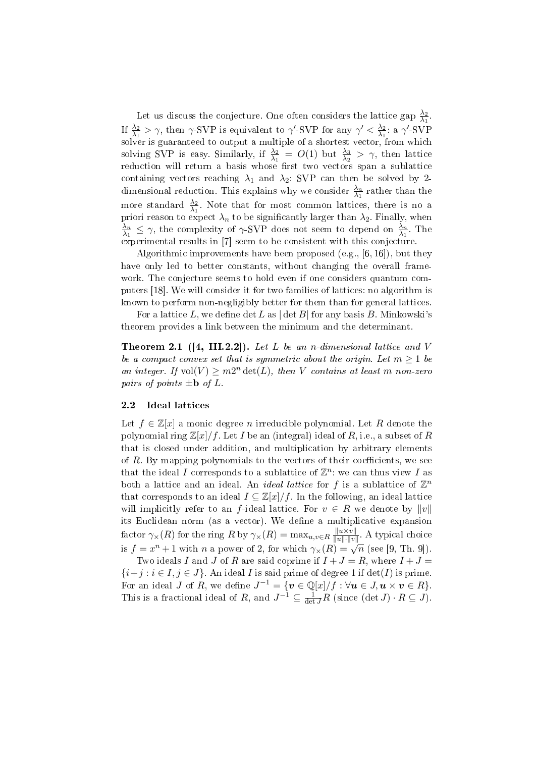Let us discuss the conjecture. One often considers the lattice gap $\frac{\lambda_2}{\lambda_1}$. If $\frac{\lambda_2}{\lambda_1} > \gamma$, then $\gamma$-SVP is equivalent to $\gamma'$-SVP for any $\gamma' < \frac{\lambda_2}{\lambda_1}$: a $\gamma'$-SVP solver is guaranteed to output a multiple of a shortest vector, from which solving SVP is easy. Similarly, if $\frac{\lambda_2}{\lambda_1} = O(1)$ but $\frac{\lambda_3}{\lambda_2} > \gamma$, then lattice reduction will return a basis whose first two vectors span a sublattice containing vectors reaching $\lambda_1$ and $\lambda_2$: SVP can then be solved by 2-dimensional reduction. This explains why we consider $\frac{\lambda_n}{\lambda_1}$ rather than the more standard $\frac{\lambda_2}{\lambda_1}$. Note that for most common lattices, there is no a priori reason to expect $\lambda_n$ to be significantly larger than $\lambda_2$. Finally, when $\frac{\lambda_n}{\lambda_1} \leq \gamma$, the complexity of $\gamma$-SVP does not seem to depend on $\frac{\lambda_n}{\lambda_1}$. The experimental results in [7] seem to be consistent with this conjecture.

Algorithmic improvements have been proposed (e.g., [6, 16]), but they have only led to better constants, without changing the overall framework. The conjecture seems to hold even if one considers quantum computers [18]. We will consider it for two families of lattices: no algorithm is known to perform non-negligibly better for them than for general lattices.

For a lattice $L$, we define $\det L$ as $|\det B|$ for any basis $B$. Minkowski's theorem provides a link between the minimum and the determinant.

**Theorem 2.1 ([4, III.2.2]).** *Let $L$ be an $n$-dimensional lattice and $V$ be a compact convex set that is symmetric about the origin. Let $m \geq 1$ be an integer. If $\mathrm{vol}(V) \geq m2^n \det(L)$, then $V$ contains at least $m$ non-zero pairs of points $\pm\mathbf{b}$ of $L$.*

### 2.2 Ideal lattices

Let $f \in \mathbb{Z}[x]$ a monic degree $n$ irreducible polynomial. Let $R$ denote the polynomial ring $\mathbb{Z}[x]/f$. Let $I$ be an (integral) ideal of $R$, i.e., a subset of $R$ that is closed under addition, and multiplication by arbitrary elements of $R$. By mapping polynomials to the vectors of their coefficients, we see that the ideal $I$ corresponds to a sublattice of $\mathbb{Z}^n$: we can thus view $I$ as both a lattice and an ideal. An *ideal lattice* for $f$ is a sublattice of $\mathbb{Z}^n$ that corresponds to an ideal $I \subseteq \mathbb{Z}[x]/f$. In the following, an ideal lattice will implicitly refer to an $f$-ideal lattice. For $v \in R$ we denote by $\|v\|$ its Euclidean norm (as a vector). We define a multiplicative expansion factor $\gamma_\times(R)$ for the ring $R$ by $\gamma_\times(R) = \max_{u,v \in R} \frac{\|u \times v\|}{\|u\| \cdot \|v\|}$. A typical choice is $f = x^n + 1$ with $n$ a power of 2, for which $\gamma_\times(R) = \sqrt{n}$ (see [9, Th. 9]).

Two ideals $I$ and $J$ of $R$ are said coprime if $I + J = R$, where $I + J = \{i + j : i \in I, j \in J\}$. An ideal $I$ is said prime of degree 1 if $\det(I)$ is prime. For an ideal $J$ of $R$, we define $J^{-1} = \{\boldsymbol{v} \in \mathbb{Q}[x]/f : \forall \boldsymbol{u} \in J, \boldsymbol{u} \times \boldsymbol{v} \in R\}$. This is a fractional ideal of $R$, and $J^{-1} \subseteq \frac{1}{\det J} R$ (since $(\det J) \cdot R \subseteq J$).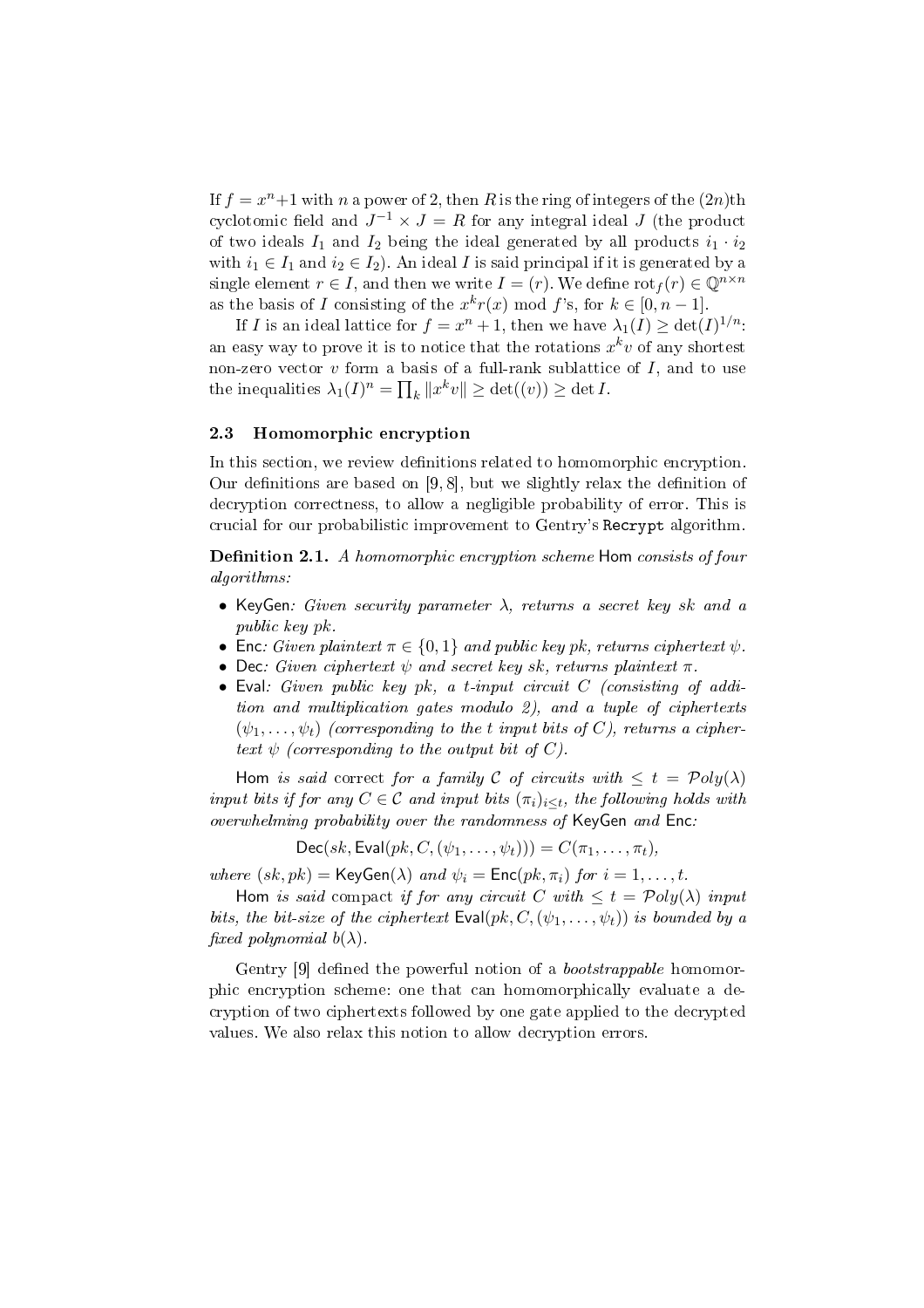If $f = x^n + 1$ with $n$ a power of 2, then $R$ is the ring of integers of the $(2n)$th cyclotomic field and $J^{-1} \times J = R$ for any integral ideal $J$ (the product of two ideals $I_1$ and $I_2$ being the ideal generated by all products $i_1 \cdot i_2$ with $i_1 \in I_1$ and $i_2 \in I_2$). An ideal $I$ is said principal if it is generated by a single element $r \in I$, and then we write $I = (r)$. We define $\mathrm{rot}_f(r) \in \mathbb{Q}^{n \times n}$ as the basis of $I$ consisting of the $x^k r(x) \bmod f$'s, for $k \in [0, n-1]$.

If $I$ is an ideal lattice for $f = x^n + 1$, then we have $\lambda_1(I) \geq \det(I)^{1/n}$: an easy way to prove it is to notice that the rotations $x^k v$ of any shortest non-zero vector $v$ form a basis of a full-rank sublattice of $I$, and to use the inequalities $\lambda_1(I)^n = \prod_k \|x^k v\| \geq \det((v)) \geq \det I$.

### 2.3 Homomorphic encryption

In this section, we review definitions related to homomorphic encryption. Our definitions are based on [9, 8], but we slightly relax the definition of decryption correctness, to allow a negligible probability of error. This is crucial for our probabilistic improvement to Gentry's `Recrypt` algorithm.

**Definition 2.1.** *A homomorphic encryption scheme* Hom *consists of four algorithms:*

- KeyGen*: Given security parameter $\lambda$, returns a secret key $sk$ and a public key $pk$.*
- Enc*: Given plaintext $\pi \in \{0, 1\}$ and public key $pk$, returns ciphertext $\psi$.*
- Dec*: Given ciphertext $\psi$ and secret key $sk$, returns plaintext $\pi$.*
- Eval*: Given public key $pk$, a $t$-input circuit $C$ (consisting of addition and multiplication gates modulo 2), and a tuple of ciphertexts $(\psi_1, \ldots, \psi_t)$ (corresponding to the $t$ input bits of $C$), returns a ciphertext $\psi$ (corresponding to the output bit of $C$).*

Hom *is said* correct *for a family $\mathcal{C}$ of circuits with $\leq t = \mathcal{P}oly(\lambda)$ input bits if for any $C \in \mathcal{C}$ and input bits $(\pi_i)_{i \leq t}$, the following holds with overwhelming probability over the randomness of* KeyGen *and* Enc*:*

$$\mathsf{Dec}(sk, \mathsf{Eval}(pk, C, (\psi_1, \ldots, \psi_t))) = C(\pi_1, \ldots, \pi_t),$$

*where $(sk, pk) = \mathsf{KeyGen}(\lambda)$ and $\psi_i = \mathsf{Enc}(pk, \pi_i)$ for $i = 1, \ldots, t$.*

Hom *is said* compact *if for any circuit $C$ with $\leq t = \mathcal{P}oly(\lambda)$ input bits, the bit-size of the ciphertext $\mathsf{Eval}(pk, C, (\psi_1, \ldots, \psi_t))$ is bounded by a fixed polynomial $b(\lambda)$.*

Gentry [9] defined the powerful notion of a *bootstrappable* homomorphic encryption scheme: one that can homomorphically evaluate a decryption of two ciphertexts followed by one gate applied to the decrypted values. We also relax this notion to allow decryption errors.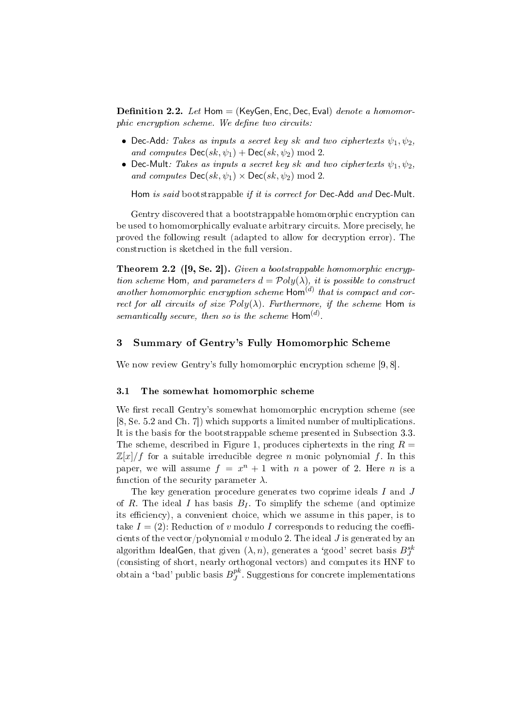**Definition 2.2.** *Let* Hom = (KeyGen, Enc, Dec, Eval) *denote a homomorphic encryption scheme. We define two circuits:*

- Dec-Add*: Takes as inputs a secret key sk and two ciphertexts* $\psi_1, \psi_2$*, and computes* $\mathsf{Dec}(sk, \psi_1) + \mathsf{Dec}(sk, \psi_2) \bmod 2$.
- Dec-Mult*: Takes as inputs a secret key sk and two ciphertexts* $\psi_1, \psi_2$*, and computes* $\mathsf{Dec}(sk, \psi_1) \times \mathsf{Dec}(sk, \psi_2) \bmod 2$.

Hom *is said* bootstrappable *if it is correct for* Dec-Add *and* Dec-Mult.

Gentry discovered that a bootstrappable homomorphic encryption can be used to homomorphically evaluate arbitrary circuits. More precisely, he proved the following result (adapted to allow for decryption error). The construction is sketched in the full version.

**Theorem 2.2 ([9, Se. 2]).** *Given a bootstrappable homomorphic encryption scheme* Hom*, and parameters* $d = \mathcal{P}oly(\lambda)$*, it is possible to construct another homomorphic encryption scheme* $\mathsf{Hom}^{(d)}$ *that is compact and correct for all circuits of size* $\mathcal{P}oly(\lambda)$*. Furthermore, if the scheme* Hom *is semantically secure, then so is the scheme* $\mathsf{Hom}^{(d)}$.

## 3 Summary of Gentry's Fully Homomorphic Scheme

We now review Gentry's fully homomorphic encryption scheme [9, 8].

### 3.1 The somewhat homomorphic scheme

We first recall Gentry's somewhat homomorphic encryption scheme (see [8, Se. 5.2 and Ch. 7]) which supports a limited number of multiplications. It is the basis for the bootstrappable scheme presented in Subsection 3.3. The scheme, described in Figure 1, produces ciphertexts in the ring $R = \mathbb{Z}[x]/f$ for a suitable irreducible degree $n$ monic polynomial $f$. In this paper, we will assume $f = x^n + 1$ with $n$ a power of 2. Here $n$ is a function of the security parameter $\lambda$.

The key generation procedure generates two coprime ideals $I$ and $J$ of $R$. The ideal $I$ has basis $B_I$. To simplify the scheme (and optimize its efficiency), a convenient choice, which we assume in this paper, is to take $I = (2)$: Reduction of $v$ modulo $I$ corresponds to reducing the coefficients of the vector/polynomial $v$ modulo 2. The ideal $J$ is generated by an algorithm IdealGen, that given $(\lambda, n)$, generates a 'good' secret basis $B_J^{sk}$ (consisting of short, nearly orthogonal vectors) and computes its HNF to obtain a 'bad' public basis $B_J^{pk}$. Suggestions for concrete implementations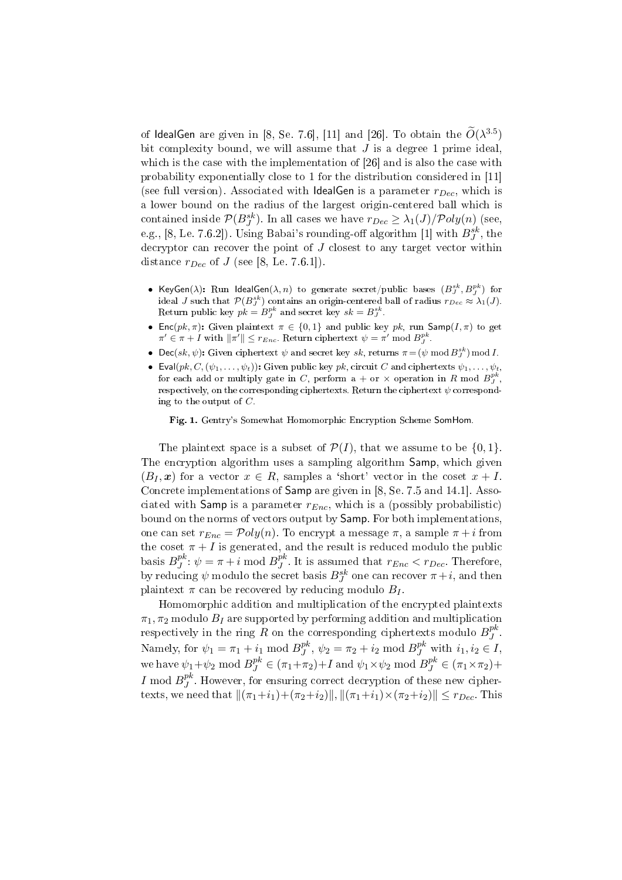of IdealGen are given in [8, Se. 7.6], [11] and [26]. To obtain the $\widetilde{O}(\lambda^{3.5})$ bit complexity bound, we will assume that $J$ is a degree 1 prime ideal, which is the case with the implementation of [26] and is also the case with probability exponentially close to 1 for the distribution considered in [11] (see full version). Associated with IdealGen is a parameter $r_{Dec}$, which is a lower bound on the radius of the largest origin-centered ball which is contained inside $\mathcal{P}(B_J^{sk})$. In all cases we have $r_{Dec} \geq \lambda_1(J)/\mathcal{P}oly(n)$ (see, e.g., [8, Le. 7.6.2]). Using Babai's rounding-off algorithm [1] with $B_J^{sk}$, the decryptor can recover the point of $J$ closest to any target vector within distance $r_{Dec}$ of $J$ (see [8, Le. 7.6.1]).

- **KeyGen**($\lambda$)**:** Run IdealGen($\lambda, n$) to generate secret/public bases $(B_J^{sk}, B_J^{pk})$ for ideal $J$ such that $\mathcal{P}(B_J^{sk})$ contains an origin-centered ball of radius $r_{Dec} \approx \lambda_1(J)$. Return public key $pk = B_J^{pk}$ and secret key $sk = B_J^{sk}$.
- **Enc**($pk, \pi$)**:** Given plaintext $\pi \in \{0, 1\}$ and public key $pk$, run Samp($I, \pi$) to get $\pi' \in \pi + I$ with $\|\pi'\| \leq r_{Enc}$. Return ciphertext $\psi = \pi' \bmod B_J^{pk}$.
- **Dec**($sk, \psi$)**:** Given ciphertext $\psi$ and secret key $sk$, returns $\pi = (\psi \bmod B_J^{sk}) \bmod I$.
- **Eval**($pk, C, (\psi_1, \ldots, \psi_t)$)**:** Given public key $pk$, circuit $C$ and ciphertexts $\psi_1, \ldots, \psi_t$, for each add or multiply gate in $C$, perform a $+$ or $\times$ operation in $R \bmod B_J^{pk}$, respectively, on the corresponding ciphertexts. Return the ciphertext $\psi$ corresponding to the output of $C$.

**Fig. 1.** Gentry's Somewhat Homomorphic Encryption Scheme SomHom.

The plaintext space is a subset of $\mathcal{P}(I)$, that we assume to be $\{0, 1\}$. The encryption algorithm uses a sampling algorithm Samp, which given $(B_I, \boldsymbol{x})$ for a vector $x \in R$, samples a 'short' vector in the coset $x + I$. Concrete implementations of Samp are given in [8, Se. 7.5 and 14.1]. Associated with Samp is a parameter $r_{Enc}$, which is a (possibly probabilistic) bound on the norms of vectors output by Samp. For both implementations, one can set $r_{Enc} = \mathcal{P}oly(n)$. To encrypt a message $\pi$, a sample $\pi + i$ from the coset $\pi + I$ is generated, and the result is reduced modulo the public basis $B_J^{pk}$: $\psi = \pi + i \bmod B_J^{pk}$. It is assumed that $r_{Enc} < r_{Dec}$. Therefore, by reducing $\psi$ modulo the secret basis $B_J^{sk}$ one can recover $\pi + i$, and then plaintext $\pi$ can be recovered by reducing modulo $B_I$.

Homomorphic addition and multiplication of the encrypted plaintexts $\pi_1, \pi_2$ modulo $B_I$ are supported by performing addition and multiplication respectively in the ring $R$ on the corresponding ciphertexts modulo $B_J^{pk}$. Namely, for $\psi_1 = \pi_1 + i_1 \bmod B_J^{pk}$, $\psi_2 = \pi_2 + i_2 \bmod B_J^{pk}$ with $i_1, i_2 \in I$, we have $\psi_1 + \psi_2 \bmod B_J^{pk} \in (\pi_1 + \pi_2) + I$ and $\psi_1 \times \psi_2 \bmod B_J^{pk} \in (\pi_1 \times \pi_2) + I \bmod B_J^{pk}$. However, for ensuring correct decryption of these new ciphertexts, we need that $\|(\pi_1 + i_1) + (\pi_2 + i_2)\|, \|(\pi_1 + i_1) \times (\pi_2 + i_2)\| \leq r_{Dec}$. This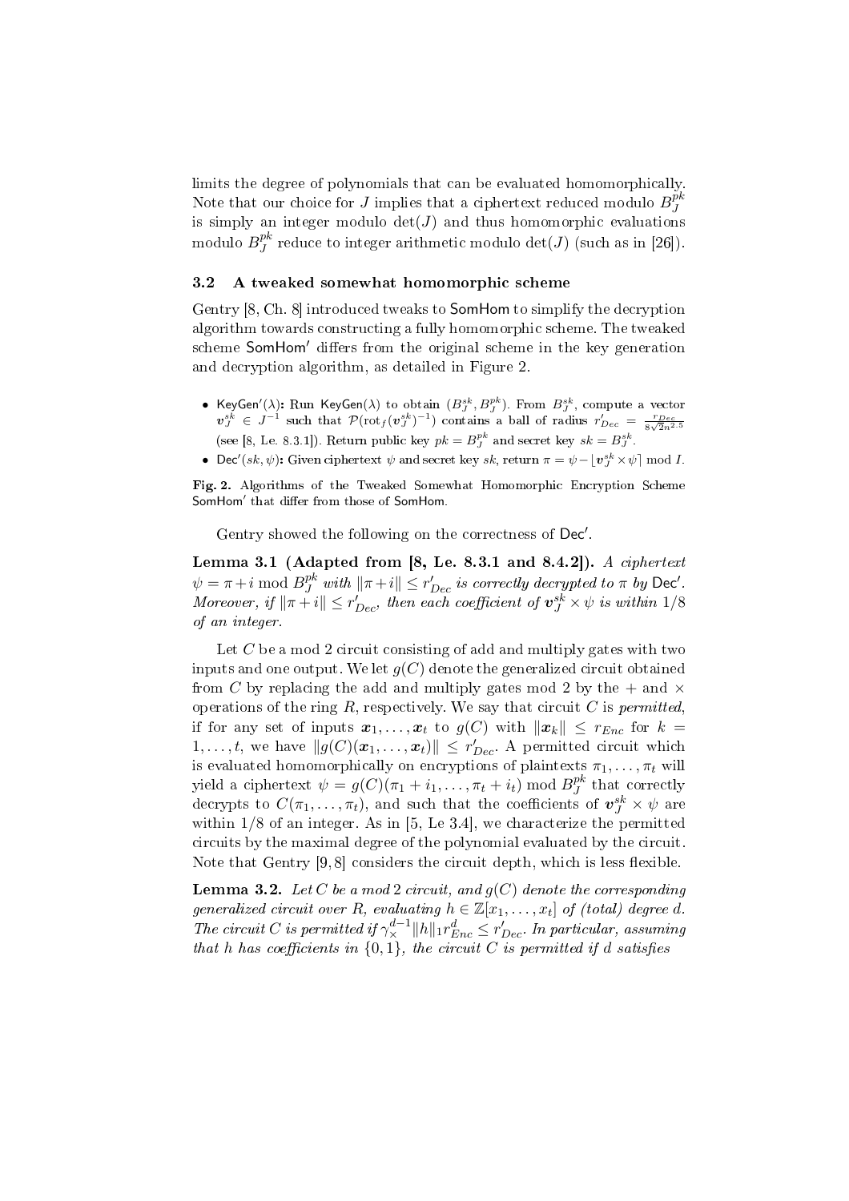limits the degree of polynomials that can be evaluated homomorphically. Note that our choice for $J$ implies that a ciphertext reduced modulo $B_J^{pk}$ is simply an integer modulo $\det(J)$ and thus homomorphic evaluations modulo $B_J^{pk}$ reduce to integer arithmetic modulo $\det(J)$ (such as in [26]).

### 3.2 A tweaked somewhat homomorphic scheme

Gentry [8, Ch. 8] introduced tweaks to SomHom to simplify the decryption algorithm towards constructing a fully homomorphic scheme. The tweaked scheme SomHom′ differs from the original scheme in the key generation and decryption algorithm, as detailed in Figure 2.

- **KeyGen′($\lambda$):** Run KeyGen($\lambda$) to obtain $(B_J^{sk}, B_J^{pk})$. From $B_J^{sk}$, compute a vector $\boldsymbol{v}_J^{sk} \in J^{-1}$ such that $\mathcal{P}(\mathrm{rot}_f(\boldsymbol{v}_J^{sk})^{-1})$ contains a ball of radius $r'_{Dec} = \frac{r_{Dec}}{8\sqrt{2}n^{2.5}}$ (see [8, Le. 8.3.1]). Return public key $pk = B_J^{pk}$ and secret key $sk = B_J^{sk}$.
- **Dec′($sk, \psi$):** Given ciphertext $\psi$ and secret key $sk$, return $\pi = \psi - \lfloor \boldsymbol{v}_J^{sk} \times \psi \rceil \bmod I$.

Fig. 2. Algorithms of the Tweaked Somewhat Homomorphic Encryption Scheme SomHom′ that differ from those of SomHom.

Gentry showed the following on the correctness of Dec′.

**Lemma 3.1 (Adapted from [8, Le. 8.3.1 and 8.4.2]).** *A ciphertext $\psi = \pi + i \bmod B_J^{pk}$ with $\|\pi + i\| \leq r'_{Dec}$ is correctly decrypted to $\pi$ by Dec′. Moreover, if $\|\pi + i\| \leq r'_{Dec}$, then each coefficient of $\boldsymbol{v}_J^{sk} \times \psi$ is within $1/8$ of an integer.*

Let $C$ be a mod 2 circuit consisting of add and multiply gates with two inputs and one output. We let $g(C)$ denote the generalized circuit obtained from $C$ by replacing the add and multiply gates mod 2 by the $+$ and $\times$ operations of the ring $R$, respectively. We say that circuit $C$ is *permitted*, if for any set of inputs $\boldsymbol{x}_1, \ldots, \boldsymbol{x}_t$ to $g(C)$ with $\|\boldsymbol{x}_k\| \leq r_{Enc}$ for $k = 1, \ldots, t$, we have $\|g(C)(\boldsymbol{x}_1, \ldots, \boldsymbol{x}_t)\| \leq r'_{Dec}$. A permitted circuit which is evaluated homomorphically on encryptions of plaintexts $\pi_1, \ldots, \pi_t$ will yield a ciphertext $\psi = g(C)(\pi_1 + i_1, \ldots, \pi_t + i_t) \bmod B_J^{pk}$ that correctly decrypts to $C(\pi_1, \ldots, \pi_t)$, and such that the coefficients of $\boldsymbol{v}_J^{sk} \times \psi$ are within $1/8$ of an integer. As in [5, Le 3.4], we characterize the permitted circuits by the maximal degree of the polynomial evaluated by the circuit. Note that Gentry [9, 8] considers the circuit depth, which is less flexible.

**Lemma 3.2.** *Let $C$ be a mod 2 circuit, and $g(C)$ denote the corresponding generalized circuit over $R$, evaluating $h \in \mathbb{Z}[x_1, \ldots, x_t]$ of (total) degree $d$. The circuit $C$ is permitted if $\gamma_\times^{d-1}\|h\|_1 r_{Enc}^d \leq r'_{Dec}$. In particular, assuming that $h$ has coefficients in $\{0, 1\}$, the circuit $C$ is permitted if $d$ satisfies*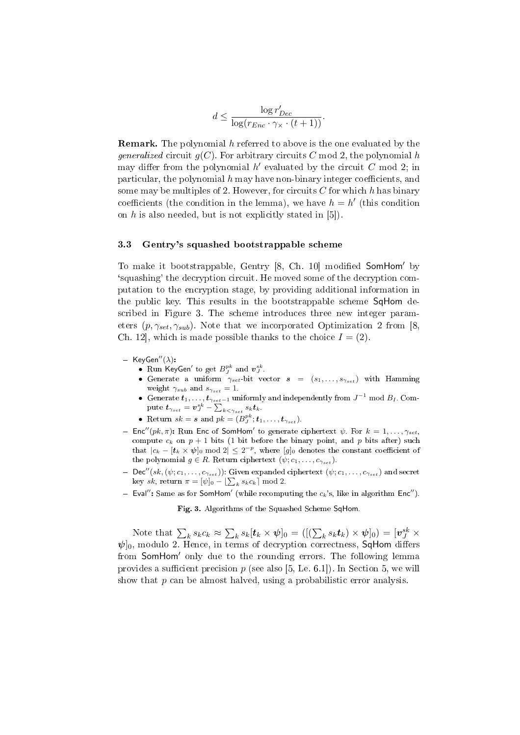$$d \leq \frac{\log r'_{Dec}}{\log(r_{Enc} \cdot \gamma_{\times} \cdot (t+1))}.$$

**Remark.** The polynomial $h$ referred to above is the one evaluated by the *generalized* circuit $g(C)$. For arbitrary circuits $C \bmod 2$, the polynomial $h$ may differ from the polynomial $h'$ evaluated by the circuit $C \bmod 2$; in particular, the polynomial $h$ may have non-binary integer coefficients, and some may be multiples of 2. However, for circuits $C$ for which $h$ has binary coefficients (the condition in the lemma), we have $h = h'$ (this condition on $h$ is also needed, but is not explicitly stated in [5]).

### 3.3 Gentry's squashed bootstrappable scheme

To make it bootstrappable, Gentry [8, Ch. 10] modified SomHom′ by 'squashing' the decryption circuit. He moved some of the decryption computation to the encryption stage, by providing additional information in the public key. This results in the bootstrappable scheme SqHom described in Figure 3. The scheme introduces three new integer parameters $(p, \gamma_{set}, \gamma_{sub})$. Note that we incorporated Optimization 2 from [8, Ch. 12], which is made possible thanks to the choice $I = (2)$.

- KeyGen′′$(\lambda)$:
  - Run KeyGen′ to get $B_J^{pk}$ and $\boldsymbol{v}_J^{sk}$.
  - Generate a uniform $\gamma_{set}$-bit vector $\boldsymbol{s} = (s_1, \ldots, s_{\gamma_{set}})$ with Hamming weight $\gamma_{sub}$ and $s_{\gamma_{set}} = 1$.
  - Generate $\boldsymbol{t}_1, \ldots, \boldsymbol{t}_{\gamma_{set}-1}$ uniformly and independently from $J^{-1} \bmod B_I$. Compute $\boldsymbol{t}_{\gamma_{set}} = \boldsymbol{v}_J^{sk} - \sum_{k<\gamma_{set}} s_k \boldsymbol{t}_k$.
  - Return $sk = \boldsymbol{s}$ and $pk = (B_J^{pk}; \boldsymbol{t}_1, \ldots, \boldsymbol{t}_{\gamma_{set}})$.
- Enc′′$(pk, \pi)$: Run Enc of SomHom′ to generate ciphertext $\psi$. For $k = 1, \ldots, \gamma_{set}$, compute $c_k$ on $p+1$ bits (1 bit before the binary point, and $p$ bits after) such that $|c_k - [\boldsymbol{t}_k \times \boldsymbol{\psi}]_0 \bmod 2| \leq 2^{-p}$, where $[g]_0$ denotes the constant coefficient of the polynomial $g \in R$. Return ciphertext $(\psi; c_1, \ldots, c_{\gamma_{set}})$.
- Dec′′$(sk, (\psi; c_1, \ldots, c_{\gamma_{set}}))$: Given expanded ciphertext $(\psi; c_1, \ldots, c_{\gamma_{set}})$ and secret key $sk$, return $\pi = [\psi]_0 - \lfloor \sum_k s_k c_k \rceil \bmod 2$.
- Eval′′: Same as for SomHom′ (while recomputing the $c_k$'s, like in algorithm Enc′′).

**Fig. 3.** Algorithms of the Squashed Scheme SqHom.

Note that $\sum_k s_k c_k \approx \sum_k s_k [\boldsymbol{t}_k \times \boldsymbol{\psi}]_0 = ([(\sum_k s_k \boldsymbol{t}_k) \times \boldsymbol{\psi}]_0) = [\boldsymbol{v}_J^{sk} \times \boldsymbol{\psi}]_0$, modulo 2. Hence, in terms of decryption correctness, SqHom differs from SomHom′ only due to the rounding errors. The following lemma provides a sufficient precision $p$ (see also [5, Le. 6.1]). In Section 5, we will show that $p$ can be almost halved, using a probabilistic error analysis.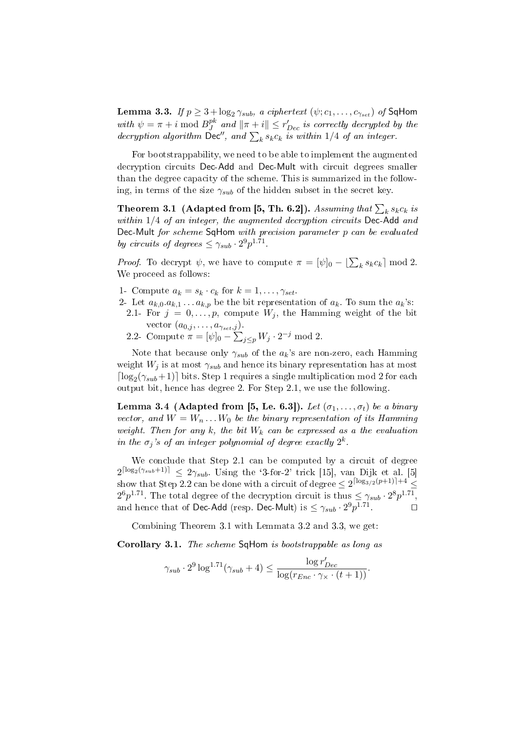**Lemma 3.3.** *If $p \geq 3 + \log_2 \gamma_{sub}$, a ciphertext $(\psi; c_1, \ldots, c_{\gamma_{set}})$ of* SqHom *with $\psi = \pi + i \bmod B_J^{pk}$ and $\|\pi + i\| \leq r'_{Dec}$ is correctly decrypted by the decryption algorithm* Dec$''$*, and $\sum_k s_k c_k$ is within $1/4$ of an integer.*

For bootstrappability, we need to be able to implement the augmented decryption circuits Dec-Add and Dec-Mult with circuit degrees smaller than the degree capacity of the scheme. This is summarized in the following, in terms of the size $\gamma_{sub}$ of the hidden subset in the secret key.

**Theorem 3.1 (Adapted from [5, Th. 6.2]).** *Assuming that $\sum_k s_k c_k$ is within $1/4$ of an integer, the augmented decryption circuits* Dec-Add *and* Dec-Mult *for scheme* SqHom *with precision parameter $p$ can be evaluated by circuits of degrees $\leq \gamma_{sub} \cdot 2^9 p^{1.71}$.*

*Proof.* To decrypt $\psi$, we have to compute $\pi = [\psi]_0 - \lfloor \sum_k s_k c_k \rceil \bmod 2$. We proceed as follows:

1- Compute $a_k = s_k \cdot c_k$ for $k = 1, \ldots, \gamma_{set}$.

2- Let $a_{k,0}.a_{k,1} \ldots a_{k,p}$ be the bit representation of $a_k$. To sum the $a_k$'s:
   - 2.1- For $j = 0, \ldots, p$, compute $W_j$, the Hamming weight of the bit vector $(a_{0,j}, \ldots, a_{\gamma_{set},j})$.
   - 2.2- Compute $\pi = [\psi]_0 - \sum_{j \leq p} W_j \cdot 2^{-j} \bmod 2$.

Note that because only $\gamma_{sub}$ of the $a_k$'s are non-zero, each Hamming weight $W_j$ is at most $\gamma_{sub}$ and hence its binary representation has at most $\lceil \log_2(\gamma_{sub}+1) \rceil$ bits. Step 1 requires a single multiplication mod 2 for each output bit, hence has degree 2. For Step 2.1, we use the following.

**Lemma 3.4 (Adapted from [5, Le. 6.3]).** *Let $(\sigma_1, \ldots, \sigma_t)$ be a binary vector, and $W = W_n \ldots W_0$ be the binary representation of its Hamming weight. Then for any $k$, the bit $W_k$ can be expressed as a the evaluation in the $\sigma_j$'s of an integer polynomial of degree exactly $2^k$.*

We conclude that Step 2.1 can be computed by a circuit of degree $2^{\lceil \log_2(\gamma_{sub}+1) \rceil} \leq 2\gamma_{sub}$. Using the '3-for-2' trick [15], van Dijk et al. [5] show that Step 2.2 can be done with a circuit of degree $\leq 2^{\lceil \log_{3/2}(p+1) \rceil + 4} \leq 2^6 p^{1.71}$. The total degree of the decryption circuit is thus $\leq \gamma_{sub} \cdot 2^8 p^{1.71}$, and hence that of Dec-Add (resp. Dec-Mult) is $\leq \gamma_{sub} \cdot 2^9 p^{1.71}$. $\square$

Combining Theorem 3.1 with Lemmata 3.2 and 3.3, we get:

**Corollary 3.1.** *The scheme* SqHom *is bootstrappable as long as*

$$\gamma_{sub} \cdot 2^9 \log^{1.71}(\gamma_{sub} + 4) \leq \frac{\log r'_{Dec}}{\log(r_{Enc} \cdot \gamma_\times \cdot (t+1))}.$$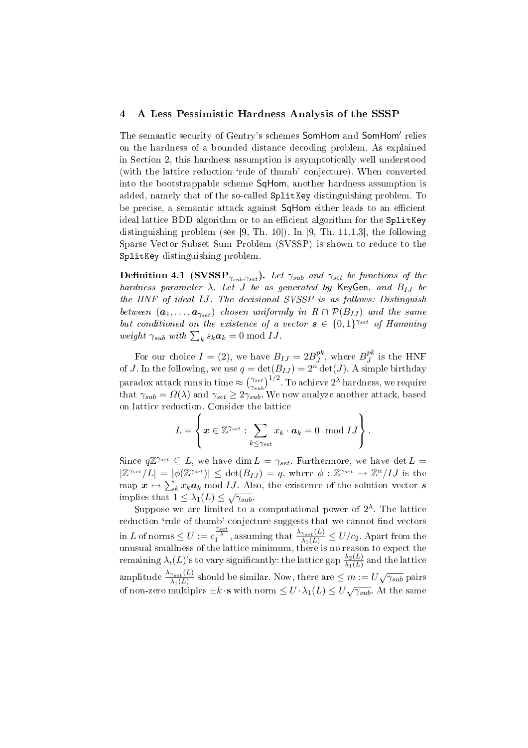## 4 A Less Pessimistic Hardness Analysis of the SSSP

The semantic security of Gentry's schemes SomHom and SomHom′ relies on the hardness of a bounded distance decoding problem. As explained in Section 2, this hardness assumption is asymptotically well understood (with the lattice reduction 'rule of thumb' conjecture). When converted into the bootstrappable scheme SqHom, another hardness assumption is added, namely that of the so-called `SplitKey` distinguishing problem. To be precise, a semantic attack against SqHom either leads to an efficient ideal lattice BDD algorithm or to an efficient algorithm for the `SplitKey` distinguishing problem (see [9, Th. 10]). In [9, Th. 11.1.3], the following Sparse Vector Subset Sum Problem (SVSSP) is shown to reduce to the `SplitKey` distinguishing problem.

**Definition 4.1 ($\mathbf{SVSSP}_{\gamma_{sub},\gamma_{set}}$).** *Let $\gamma_{sub}$ and $\gamma_{set}$ be functions of the hardness parameter $\lambda$. Let $J$ be as generated by* KeyGen, *and $B_{IJ}$ be the HNF of ideal $IJ$. The decisional SVSSP is as follows: Distinguish between $(\boldsymbol{a}_1, \ldots, \boldsymbol{a}_{\gamma_{set}})$ chosen uniformly in $R \cap \mathcal{P}(B_{IJ})$ and the same but conditioned on the existence of a vector $\boldsymbol{s} \in \{0,1\}^{\gamma_{set}}$ of Hamming weight $\gamma_{sub}$ with $\sum_k s_k \boldsymbol{a}_k = 0 \bmod IJ$.*

For our choice $I = (2)$, we have $B_{IJ} = 2B_J^{pk}$, where $B_J^{pk}$ is the HNF of $J$. In the following, we use $q = \det(B_{IJ}) = 2^n \det(J)$. A simple birthday paradox attack runs in time $\approx \binom{\gamma_{set}}{\gamma_{sub}}^{1/2}$. To achieve $2^\lambda$ hardness, we require that $\gamma_{sub} = \Omega(\lambda)$ and $\gamma_{set} \geq 2\gamma_{sub}$. We now analyze another attack, based on lattice reduction. Consider the lattice

$$L = \left\{ \boldsymbol{x} \in \mathbb{Z}^{\gamma_{set}} : \sum_{k \leq \gamma_{set}} x_k \cdot \boldsymbol{a}_k = 0 \mod IJ \right\}.$$

Since $q\mathbb{Z}^{\gamma_{set}} \subseteq L$, we have $\dim L = \gamma_{set}$. Furthermore, we have $\det L = |\mathbb{Z}^{\gamma_{set}}/L| = |\phi(\mathbb{Z}^{\gamma_{set}})| \leq \det(B_{IJ}) = q$, where $\phi : \mathbb{Z}^{\gamma_{set}} \to \mathbb{Z}^n/IJ$ is the map $\boldsymbol{x} \mapsto \sum_k x_k \boldsymbol{a}_k \bmod IJ$. Also, the existence of the solution vector $\boldsymbol{s}$ implies that $1 \leq \lambda_1(L) \leq \sqrt{\gamma_{sub}}$.

Suppose we are limited to a computational power of $2^\lambda$. The lattice reduction 'rule of thumb' conjecture suggests that we cannot find vectors in $L$ of norms $\leq U := c_1^{\frac{\gamma_{set}}{\lambda}}$, assuming that $\frac{\lambda_{\gamma_{set}}(L)}{\lambda_1(L)} \leq U/c_2$. Apart from the unusual smallness of the lattice minimum, there is no reason to expect the remaining $\lambda_i(L)$'s to vary significantly: the lattice gap $\frac{\lambda_2(L)}{\lambda_1(L)}$ and the lattice amplitude $\frac{\lambda_{\gamma_{set}}(L)}{\lambda_1(L)}$ should be similar. Now, there are $\leq m := U\sqrt{\gamma_{sub}}$ pairs of non-zero multiples $\pm k \cdot \mathbf{s}$ with norm $\leq U \cdot \lambda_1(L) \leq U\sqrt{\gamma_{sub}}$. At the same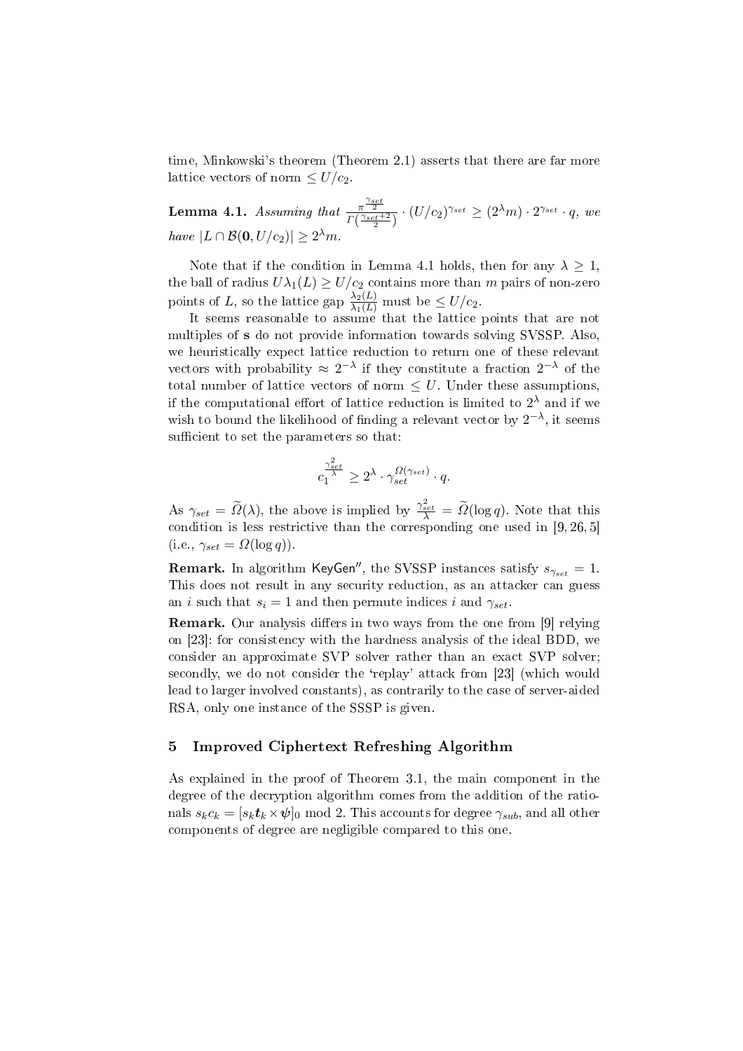time, Minkowski's theorem (Theorem 2.1) asserts that there are far more lattice vectors of norm $\leq U/c_2$.

**Lemma 4.1.** *Assuming that* $\frac{\pi^{\frac{\gamma_{set}}{2}}}{\Gamma(\frac{\gamma_{set}+2}{2})} \cdot (U/c_2)^{\gamma_{set}} \geq (2^\lambda m) \cdot 2^{\gamma_{set}} \cdot q$*, we have* $|L \cap \mathcal{B}(\mathbf{0}, U/c_2)| \geq 2^\lambda m$.

Note that if the condition in Lemma 4.1 holds, then for any $\lambda \geq 1$, the ball of radius $U\lambda_1(L) \geq U/c_2$ contains more than $m$ pairs of non-zero points of $L$, so the lattice gap $\frac{\lambda_2(L)}{\lambda_1(L)}$ must be $\leq U/c_2$.

It seems reasonable to assume that the lattice points that are not multiples of $\mathbf{s}$ do not provide information towards solving SVSSP. Also, we heuristically expect lattice reduction to return one of these relevant vectors with probability $\approx 2^{-\lambda}$ if they constitute a fraction $2^{-\lambda}$ of the total number of lattice vectors of norm $\leq U$. Under these assumptions, if the computational effort of lattice reduction is limited to $2^\lambda$ and if we wish to bound the likelihood of finding a relevant vector by $2^{-\lambda}$, it seems sufficient to set the parameters so that:

$$c_1^{\frac{\gamma_{set}^2}{\lambda}} \geq 2^\lambda \cdot \gamma_{set}^{\Omega(\gamma_{set})} \cdot q.$$

As $\gamma_{set} = \widetilde{\Omega}(\lambda)$, the above is implied by $\frac{\gamma_{set}^2}{\lambda} = \widetilde{\Omega}(\log q)$. Note that this condition is less restrictive than the corresponding one used in [9, 26, 5] (i.e., $\gamma_{set} = \Omega(\log q)$).

**Remark.** In algorithm $\mathsf{KeyGen}''$, the SVSSP instances satisfy $s_{\gamma_{set}} = 1$. This does not result in any security reduction, as an attacker can guess an $i$ such that $s_i = 1$ and then permute indices $i$ and $\gamma_{set}$.

**Remark.** Our analysis differs in two ways from the one from [9] relying on [23]: for consistency with the hardness analysis of the ideal BDD, we consider an approximate SVP solver rather than an exact SVP solver; secondly, we do not consider the 'replay' attack from [23] (which would lead to larger involved constants), as contrarily to the case of server-aided RSA, only one instance of the SSSP is given.

## 5 Improved Ciphertext Refreshing Algorithm

As explained in the proof of Theorem 3.1, the main component in the degree of the decryption algorithm comes from the addition of the rationals $s_k c_k = [s_k \boldsymbol{t}_k \times \boldsymbol{\psi}]_0 \bmod 2$. This accounts for degree $\gamma_{sub}$, and all other components of degree are negligible compared to this one.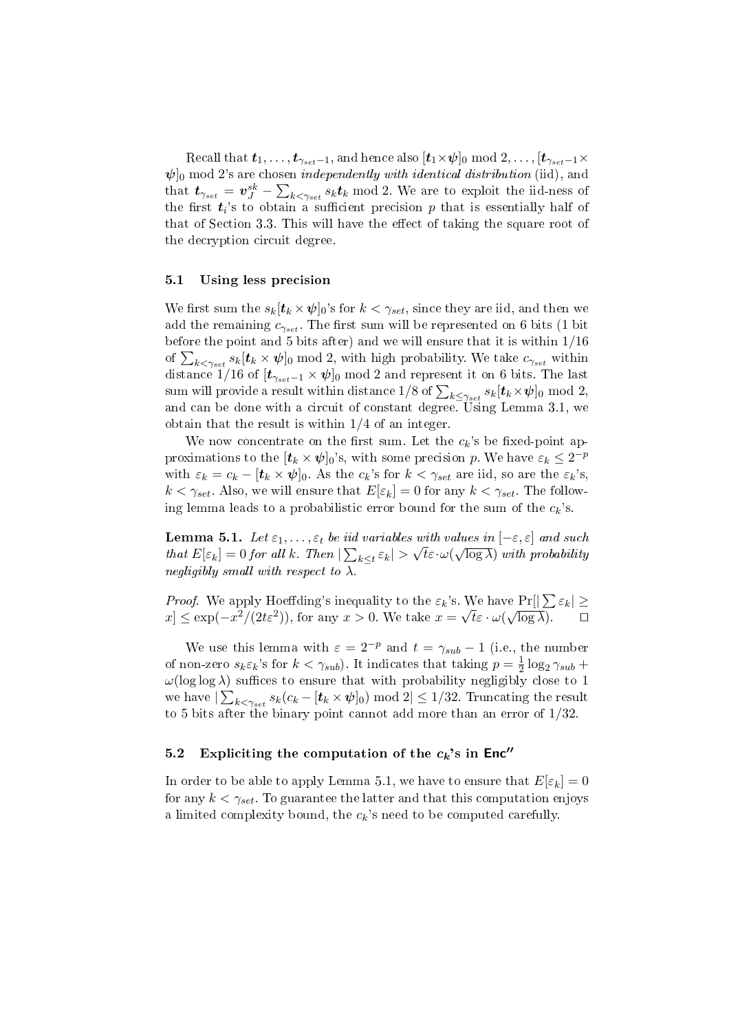Recall that $\boldsymbol{t}_1, \ldots, \boldsymbol{t}_{\gamma_{set}-1}$, and hence also $[\boldsymbol{t}_1 \times \boldsymbol{\psi}]_0 \bmod 2, \ldots, [\boldsymbol{t}_{\gamma_{set}-1} \times \boldsymbol{\psi}]_0 \bmod 2$'s are chosen *independently with identical distribution* (iid), and that $\boldsymbol{t}_{\gamma_{set}} = \boldsymbol{v}_J^{sk} - \sum_{k<\gamma_{set}} s_k \boldsymbol{t}_k \bmod 2$. We are to exploit the iid-ness of the first $\boldsymbol{t}_i$'s to obtain a sufficient precision $p$ that is essentially half of that of Section 3.3. This will have the effect of taking the square root of the decryption circuit degree.

### 5.1 Using less precision

We first sum the $s_k[\boldsymbol{t}_k \times \boldsymbol{\psi}]_0$'s for $k < \gamma_{set}$, since they are iid, and then we add the remaining $c_{\gamma_{set}}$. The first sum will be represented on 6 bits (1 bit before the point and 5 bits after) and we will ensure that it is within $1/16$ of $\sum_{k<\gamma_{set}} s_k[\boldsymbol{t}_k \times \boldsymbol{\psi}]_0 \bmod 2$, with high probability. We take $c_{\gamma_{set}}$ within distance $1/16$ of $[\boldsymbol{t}_{\gamma_{set}-1} \times \boldsymbol{\psi}]_0 \bmod 2$ and represent it on 6 bits. The last sum will provide a result within distance $1/8$ of $\sum_{k\leq\gamma_{set}} s_k[\boldsymbol{t}_k \times \boldsymbol{\psi}]_0 \bmod 2$, and can be done with a circuit of constant degree. Using Lemma 3.1, we obtain that the result is within $1/4$ of an integer.

We now concentrate on the first sum. Let the $c_k$'s be fixed-point approximations to the $[\boldsymbol{t}_k \times \boldsymbol{\psi}]_0$'s, with some precision $p$. We have $\varepsilon_k \leq 2^{-p}$ with $\varepsilon_k = c_k - [\boldsymbol{t}_k \times \boldsymbol{\psi}]_0$. As the $c_k$'s for $k < \gamma_{set}$ are iid, so are the $\varepsilon_k$'s, $k < \gamma_{set}$. Also, we will ensure that $E[\varepsilon_k] = 0$ for any $k < \gamma_{set}$. The following lemma leads to a probabilistic error bound for the sum of the $c_k$'s.

**Lemma 5.1.** *Let $\varepsilon_1, \ldots, \varepsilon_t$ be iid variables with values in $[-\varepsilon, \varepsilon]$ and such that $E[\varepsilon_k] = 0$ for all $k$. Then $|\sum_{k\leq t} \varepsilon_k| > \sqrt{t}\varepsilon \cdot \omega(\sqrt{\log \lambda})$ with probability negligibly small with respect to $\lambda$.*

*Proof.* We apply Hoeffding's inequality to the $\varepsilon_k$'s. We have $\Pr[|\sum \varepsilon_k| \geq x] \leq \exp(-x^2/(2t\varepsilon^2))$, for any $x > 0$. We take $x = \sqrt{t}\varepsilon \cdot \omega(\sqrt{\log \lambda})$. □

We use this lemma with $\varepsilon = 2^{-p}$ and $t = \gamma_{sub} - 1$ (i.e., the number of non-zero $s_k \varepsilon_k$'s for $k < \gamma_{sub}$). It indicates that taking $p = \frac{1}{2}\log_2 \gamma_{sub} + \omega(\log\log\lambda)$ suffices to ensure that with probability negligibly close to 1 we have $|\sum_{k<\gamma_{set}} s_k(c_k - [\boldsymbol{t}_k \times \boldsymbol{\psi}]_0) \bmod 2| \leq 1/32$. Truncating the result to 5 bits after the binary point cannot add more than an error of $1/32$.

### 5.2 Expliciting the computation of the $c_k$'s in $\mathsf{Enc}''$

In order to be able to apply Lemma 5.1, we have to ensure that $E[\varepsilon_k] = 0$ for any $k < \gamma_{set}$. To guarantee the latter and that this computation enjoys a limited complexity bound, the $c_k$'s need to be computed carefully.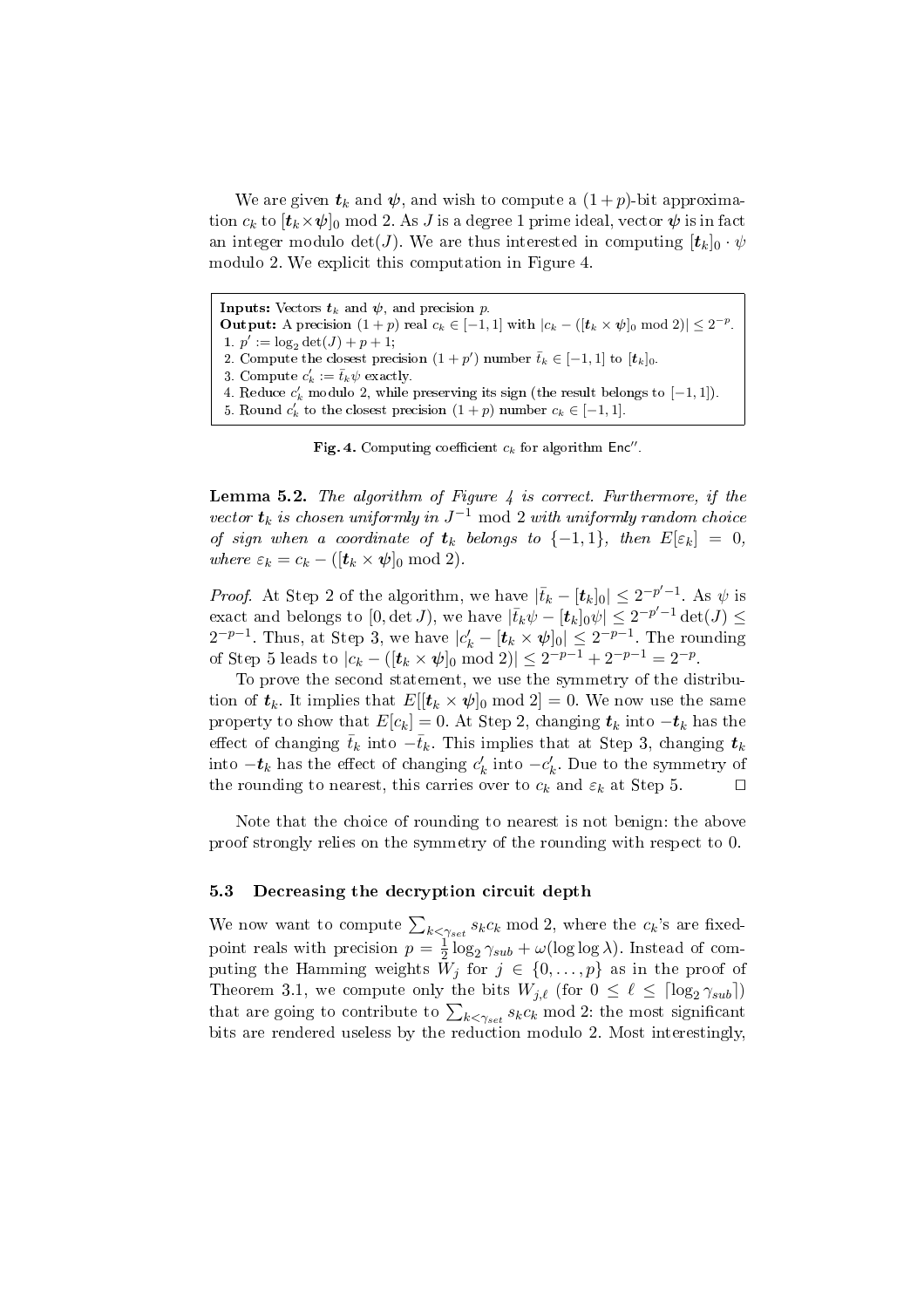We are given $\boldsymbol{t}_k$ and $\boldsymbol{\psi}$, and wish to compute a $(1+p)$-bit approximation $c_k$ to $[\boldsymbol{t}_k \times \boldsymbol{\psi}]_0 \bmod 2$. As $J$ is a degree 1 prime ideal, vector $\boldsymbol{\psi}$ is in fact an integer modulo $\det(J)$. We are thus interested in computing $[\boldsymbol{t}_k]_0 \cdot \psi$ modulo 2. We explicit this computation in Figure 4.

**Inputs:** Vectors $\boldsymbol{t}_k$ and $\boldsymbol{\psi}$, and precision $p$.
**Output:** A precision $(1+p)$ real $c_k \in [-1,1]$ with $|c_k - ([\boldsymbol{t}_k \times \boldsymbol{\psi}]_0 \bmod 2)| \leq 2^{-p}$.

1. $p' := \log_2 \det(J) + p + 1$;
2. Compute the closest precision $(1+p')$ number $\bar{t}_k \in [-1,1]$ to $[\boldsymbol{t}_k]_0$.
3. Compute $c'_k := \bar{t}_k \psi$ exactly.
4. Reduce $c'_k$ modulo 2, while preserving its sign (the result belongs to $[-1,1]$).
5. Round $c'_k$ to the closest precision $(1+p)$ number $c_k \in [-1,1]$.

**Fig. 4.** Computing coefficient $c_k$ for algorithm $\mathsf{Enc}''$.

**Lemma 5.2.** *The algorithm of Figure 4 is correct. Furthermore, if the vector $\boldsymbol{t}_k$ is chosen uniformly in $J^{-1} \bmod 2$ with uniformly random choice of sign when a coordinate of $\boldsymbol{t}_k$ belongs to $\{-1,1\}$, then $E[\varepsilon_k] = 0$, where $\varepsilon_k = c_k - ([\boldsymbol{t}_k \times \boldsymbol{\psi}]_0 \bmod 2)$.*

*Proof.* At Step 2 of the algorithm, we have $|\bar{t}_k - [\boldsymbol{t}_k]_0| \leq 2^{-p'-1}$. As $\psi$ is exact and belongs to $[0, \det J)$, we have $|\bar{t}_k\psi - [\boldsymbol{t}_k]_0\psi| \leq 2^{-p'-1}\det(J) \leq 2^{-p-1}$. Thus, at Step 3, we have $|c'_k - [\boldsymbol{t}_k \times \boldsymbol{\psi}]_0| \leq 2^{-p-1}$. The rounding of Step 5 leads to $|c_k - ([\boldsymbol{t}_k \times \boldsymbol{\psi}]_0 \bmod 2)| \leq 2^{-p-1} + 2^{-p-1} = 2^{-p}$.

To prove the second statement, we use the symmetry of the distribution of $\boldsymbol{t}_k$. It implies that $E[[\boldsymbol{t}_k \times \boldsymbol{\psi}]_0 \bmod 2] = 0$. We now use the same property to show that $E[c_k] = 0$. At Step 2, changing $\boldsymbol{t}_k$ into $-\boldsymbol{t}_k$ has the effect of changing $\bar{t}_k$ into $-\bar{t}_k$. This implies that at Step 3, changing $\boldsymbol{t}_k$ into $-\boldsymbol{t}_k$ has the effect of changing $c'_k$ into $-c'_k$. Due to the symmetry of the rounding to nearest, this carries over to $c_k$ and $\varepsilon_k$ at Step 5. $\square$

Note that the choice of rounding to nearest is not benign: the above proof strongly relies on the symmetry of the rounding with respect to 0.

### 5.3 Decreasing the decryption circuit depth

We now want to compute $\sum_{k<\gamma_{set}} s_k c_k \bmod 2$, where the $c_k$'s are fixed-point reals with precision $p = \frac{1}{2}\log_2 \gamma_{sub} + \omega(\log\log\lambda)$. Instead of computing the Hamming weights $W_j$ for $j \in \{0,\ldots,p\}$ as in the proof of Theorem 3.1, we compute only the bits $W_{j,\ell}$ (for $0 \leq \ell \leq \lceil \log_2 \gamma_{sub} \rceil$) that are going to contribute to $\sum_{k<\gamma_{set}} s_k c_k \bmod 2$: the most significant bits are rendered useless by the reduction modulo 2. Most interestingly,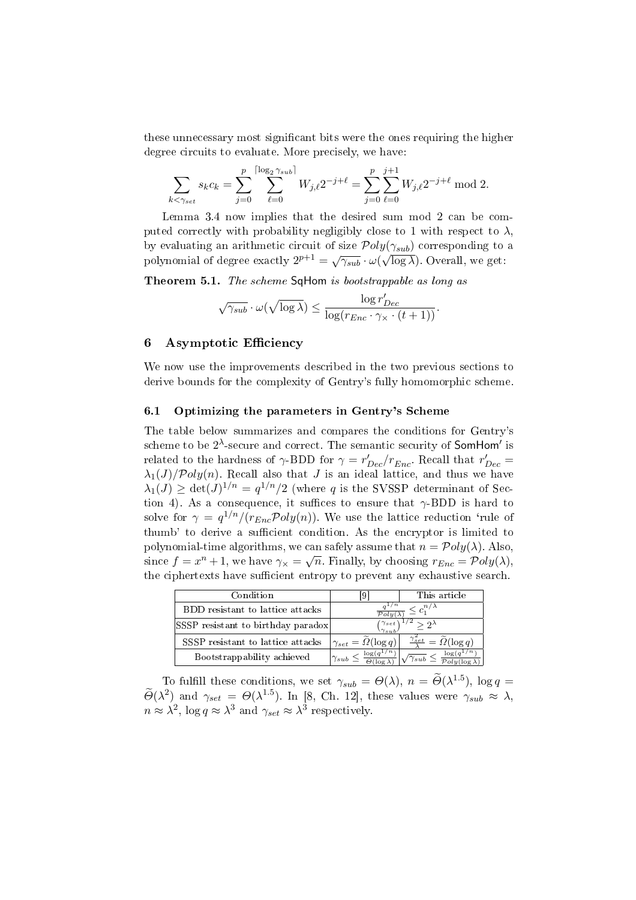these unnecessary most significant bits were the ones requiring the higher degree circuits to evaluate. More precisely, we have:

$$\sum_{k<\gamma_{set}} s_k c_k = \sum_{j=0}^{p} \sum_{\ell=0}^{\lceil \log_2 \gamma_{sub} \rceil} W_{j,\ell} 2^{-j+\ell} = \sum_{j=0}^{p} \sum_{\ell=0}^{j+1} W_{j,\ell} 2^{-j+\ell} \bmod 2.$$

Lemma 3.4 now implies that the desired sum mod 2 can be computed correctly with probability negligibly close to 1 with respect to $\lambda$, by evaluating an arithmetic circuit of size $\mathcal{P}oly(\gamma_{sub})$ corresponding to a polynomial of degree exactly $2^{p+1} = \sqrt{\gamma_{sub}} \cdot \omega(\sqrt{\log \lambda})$. Overall, we get:

**Theorem 5.1.** *The scheme* SqHom *is bootstrappable as long as*

$$\sqrt{\gamma_{sub}} \cdot \omega(\sqrt{\log \lambda}) \leq \frac{\log r'_{Dec}}{\log(r_{Enc} \cdot \gamma_\times \cdot (t+1))}.$$

## 6 Asymptotic Efficiency

We now use the improvements described in the two previous sections to derive bounds for the complexity of Gentry's fully homomorphic scheme.

### 6.1 Optimizing the parameters in Gentry's Scheme

The table below summarizes and compares the conditions for Gentry's scheme to be $2^\lambda$-secure and correct. The semantic security of SomHom′ is related to the hardness of $\gamma$-BDD for $\gamma = r'_{Dec}/r_{Enc}$. Recall that $r'_{Dec} = \lambda_1(J)/\mathcal{P}oly(n)$. Recall also that $J$ is an ideal lattice, and thus we have $\lambda_1(J) \geq \det(J)^{1/n} = q^{1/n}/2$ (where $q$ is the SVSSP determinant of Section 4). As a consequence, it suffices to ensure that $\gamma$-BDD is hard to solve for $\gamma = q^{1/n}/(r_{Enc}\mathcal{P}oly(n))$. We use the lattice reduction 'rule of thumb' to derive a sufficient condition. As the encryptor is limited to polynomial-time algorithms, we can safely assume that $n = \mathcal{P}oly(\lambda)$. Also, since $f = x^n + 1$, we have $\gamma_\times = \sqrt{n}$. Finally, by choosing $r_{Enc} = \mathcal{P}oly(\lambda)$, the ciphertexts have sufficient entropy to prevent any exhaustive search.

| Condition | [9] | This article |
|---|---|---|
| BDD resistant to lattice attacks | $\frac{q^{1/n}}{\mathcal{P}oly(\lambda)} \leq c_1^{n/\lambda}$ | |
| SSSP resistant to birthday paradox | $\binom{\gamma_{set}}{\gamma_{sub}}^{1/2} \geq 2^\lambda$ | |
| SSSP resistant to lattice attacks | $\gamma_{set} = \widetilde{\Omega}(\log q)$ | $\frac{\gamma_{set}^2}{\lambda} = \widetilde{\Omega}(\log q)$ |
| Bootstrappability achieved | $\gamma_{sub} \leq \frac{\log(q^{1/n})}{\Theta(\log \lambda)}$ | $\sqrt{\gamma_{sub}} \leq \frac{\log(q^{1/n})}{\mathcal{P}oly(\log \lambda)}$ |

To fulfill these conditions, we set $\gamma_{sub} = \Theta(\lambda)$, $n = \widetilde{\Theta}(\lambda^{1.5})$, $\log q = \widetilde{\Theta}(\lambda^2)$ and $\gamma_{set} = \Theta(\lambda^{1.5})$. In [8, Ch. 12], these values were $\gamma_{sub} \approx \lambda$, $n \approx \lambda^2$, $\log q \approx \lambda^3$ and $\gamma_{set} \approx \lambda^3$ respectively.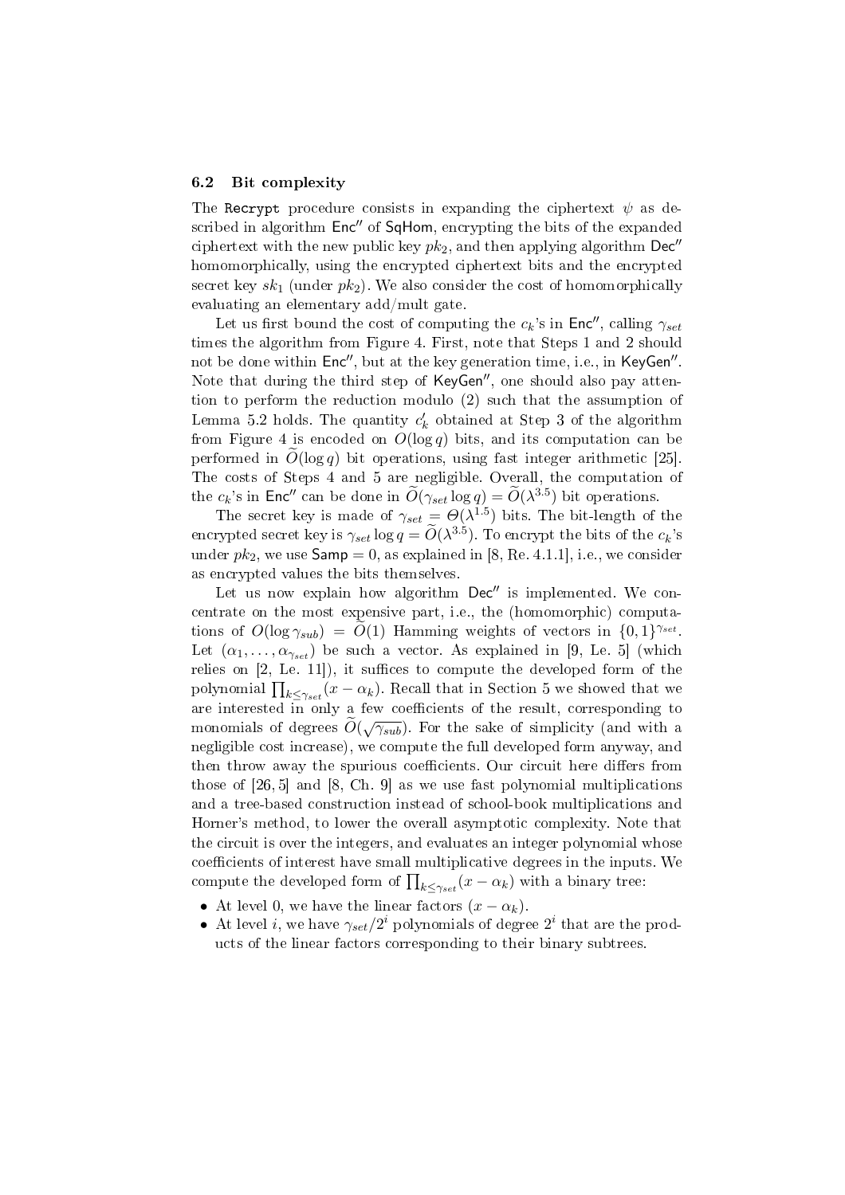### 6.2 Bit complexity

The `Recrypt` procedure consists in expanding the ciphertext $\psi$ as described in algorithm $\mathsf{Enc}''$ of $\mathsf{SqHom}$, encrypting the bits of the expanded ciphertext with the new public key $pk_2$, and then applying algorithm $\mathsf{Dec}''$ homomorphically, using the encrypted ciphertext bits and the encrypted secret key $sk_1$ (under $pk_2$). We also consider the cost of homomorphically evaluating an elementary add/mult gate.

Let us first bound the cost of computing the $c_k$'s in $\mathsf{Enc}''$, calling $\gamma_{set}$ times the algorithm from Figure 4. First, note that Steps 1 and 2 should not be done within $\mathsf{Enc}''$, but at the key generation time, i.e., in $\mathsf{KeyGen}''$. Note that during the third step of $\mathsf{KeyGen}''$, one should also pay attention to perform the reduction modulo (2) such that the assumption of Lemma 5.2 holds. The quantity $c'_k$ obtained at Step 3 of the algorithm from Figure 4 is encoded on $O(\log q)$ bits, and its computation can be performed in $\widetilde{O}(\log q)$ bit operations, using fast integer arithmetic [25]. The costs of Steps 4 and 5 are negligible. Overall, the computation of the $c_k$'s in $\mathsf{Enc}''$ can be done in $\widetilde{O}(\gamma_{set} \log q) = \widetilde{O}(\lambda^{3.5})$ bit operations.

The secret key is made of $\gamma_{set} = \Theta(\lambda^{1.5})$ bits. The bit-length of the encrypted secret key is $\gamma_{set} \log q = \widetilde{O}(\lambda^{3.5})$. To encrypt the bits of the $c_k$'s under $pk_2$, we use $\mathsf{Samp} = 0$, as explained in [8, Re. 4.1.1], i.e., we consider as encrypted values the bits themselves.

Let us now explain how algorithm $\mathsf{Dec}''$ is implemented. We concentrate on the most expensive part, i.e., the (homomorphic) computations of $O(\log \gamma_{sub}) = \widetilde{O}(1)$ Hamming weights of vectors in $\{0,1\}^{\gamma_{set}}$. Let $(\alpha_1, \ldots, \alpha_{\gamma_{set}})$ be such a vector. As explained in [9, Le. 5] (which relies on [2, Le. 11]), it suffices to compute the developed form of the polynomial $\prod_{k \leq \gamma_{set}} (x - \alpha_k)$. Recall that in Section 5 we showed that we are interested in only a few coefficients of the result, corresponding to monomials of degrees $\widetilde{O}(\sqrt{\gamma_{sub}})$. For the sake of simplicity (and with a negligible cost increase), we compute the full developed form anyway, and then throw away the spurious coefficients. Our circuit here differs from those of [26, 5] and [8, Ch. 9] as we use fast polynomial multiplications and a tree-based construction instead of school-book multiplications and Horner's method, to lower the overall asymptotic complexity. Note that the circuit is over the integers, and evaluates an integer polynomial whose coefficients of interest have small multiplicative degrees in the inputs. We compute the developed form of $\prod_{k \leq \gamma_{set}} (x - \alpha_k)$ with a binary tree:

- At level 0, we have the linear factors $(x - \alpha_k)$.
- At level $i$, we have $\gamma_{set}/2^i$ polynomials of degree $2^i$ that are the products of the linear factors corresponding to their binary subtrees.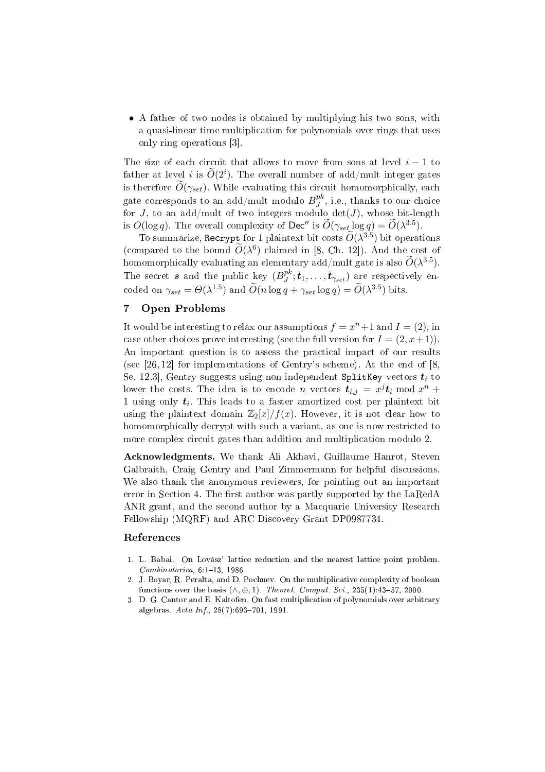- A father of two nodes is obtained by multiplying his two sons, with a quasi-linear time multiplication for polynomials over rings that uses only ring operations [3].

The size of each circuit that allows to move from sons at level $i-1$ to father at level $i$ is $\widetilde{O}(2^i)$. The overall number of add/mult integer gates is therefore $\widetilde{O}(\gamma_{set})$. While evaluating this circuit homomorphically, each gate corresponds to an add/mult modulo $B_J^{pk}$, i.e., thanks to our choice for $J$, to an add/mult of two integers modulo $\det(J)$, whose bit-length is $O(\log q)$. The overall complexity of $\mathsf{Dec}''$ is $\widetilde{O}(\gamma_{set} \log q) = \widetilde{O}(\lambda^{3.5})$.

To summarize, `Recrypt` for 1 plaintext bit costs $\widetilde{O}(\lambda^{3.5})$ bit operations (compared to the bound $\widetilde{O}(\lambda^6)$ claimed in [8, Ch. 12]). And the cost of homomorphically evaluating an elementary add/mult gate is also $\widetilde{O}(\lambda^{3.5})$. The secret $\boldsymbol{s}$ and the public key $(B_J^{pk}; \bar{\boldsymbol{t}}_1, \ldots, \bar{\boldsymbol{t}}_{\gamma_{set}})$ are respectively encoded on $\gamma_{set} = \Theta(\lambda^{1.5})$ and $\widetilde{O}(n \log q + \gamma_{set} \log q) = \widetilde{O}(\lambda^{3.5})$ bits.

## 7 Open Problems

It would be interesting to relax our assumptions $f = x^n + 1$ and $I = (2)$, in case other choices prove interesting (see the full version for $I = (2, x+1)$). An important question is to assess the practical impact of our results (see [26, 12] for implementations of Gentry's scheme). At the end of [8, Se. 12.3], Gentry suggests using non-independent `SplitKey` vectors $\boldsymbol{t}_i$ to lower the costs. The idea is to encode $n$ vectors $\boldsymbol{t}_{i,j} = x^j \boldsymbol{t}_i \bmod x^n + 1$ using only $\boldsymbol{t}_i$. This leads to a faster amortized cost per plaintext bit using the plaintext domain $\mathbb{Z}_2[x]/f(x)$. However, it is not clear how to homomorphically decrypt with such a variant, as one is now restricted to more complex circuit gates than addition and multiplication modulo 2.

**Acknowledgments.** We thank Ali Akhavi, Guillaume Hanrot, Steven Galbraith, Craig Gentry and Paul Zimmermann for helpful discussions. We also thank the anonymous reviewers, for pointing out an important error in Section 4. The first author was partly supported by the LaRedA ANR grant, and the second author by a Macquarie University Research Fellowship (MQRF) and ARC Discovery Grant DP0987734.

## References

1. L. Babai. On Lovász' lattice reduction and the nearest lattice point problem. *Combinatorica*, 6:1–13, 1986.
2. J. Boyar, R. Peralta, and D. Pochuev. On the multiplicative complexity of boolean functions over the basis $(\wedge, \oplus, 1)$. *Theoret. Comput. Sci.*, 235(1):43–57, 2000.
3. D. G. Cantor and E. Kaltofen. On fast multiplication of polynomials over arbitrary algebras. *Acta Inf.*, 28(7):693–701, 1991.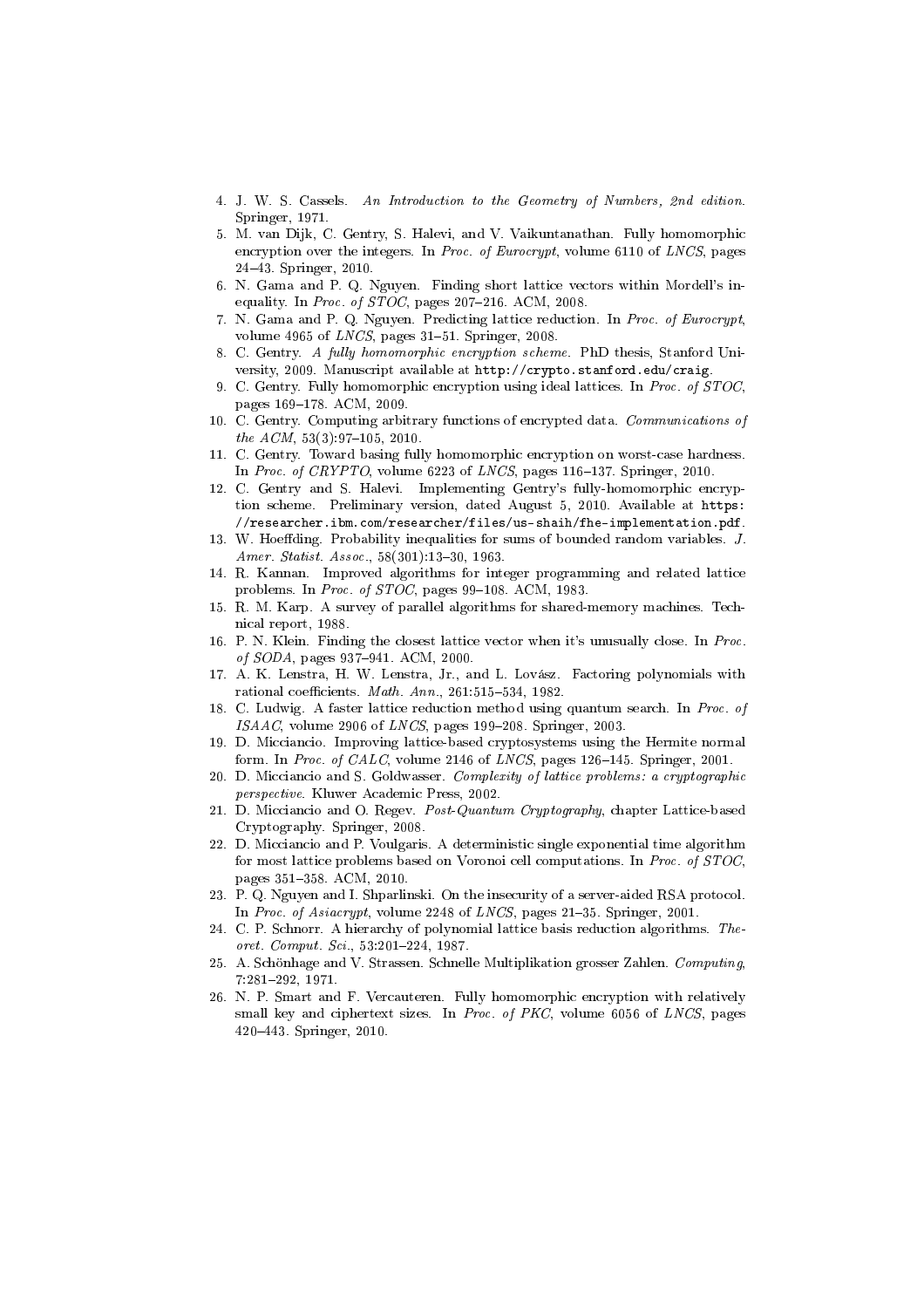4. J. W. S. Cassels. *An Introduction to the Geometry of Numbers, 2nd edition.* Springer, 1971.
5. M. van Dijk, C. Gentry, S. Halevi, and V. Vaikuntanathan. Fully homomorphic encryption over the integers. In *Proc. of Eurocrypt*, volume 6110 of *LNCS*, pages 24–43. Springer, 2010.
6. N. Gama and P. Q. Nguyen. Finding short lattice vectors within Mordell's inequality. In *Proc. of STOC*, pages 207–216. ACM, 2008.
7. N. Gama and P. Q. Nguyen. Predicting lattice reduction. In *Proc. of Eurocrypt*, volume 4965 of *LNCS*, pages 31–51. Springer, 2008.
8. C. Gentry. *A fully homomorphic encryption scheme.* PhD thesis, Stanford University, 2009. Manuscript available at `http://crypto.stanford.edu/craig`.
9. C. Gentry. Fully homomorphic encryption using ideal lattices. In *Proc. of STOC*, pages 169–178. ACM, 2009.
10. C. Gentry. Computing arbitrary functions of encrypted data. *Communications of the ACM*, 53(3):97–105, 2010.
11. C. Gentry. Toward basing fully homomorphic encryption on worst-case hardness. In *Proc. of CRYPTO*, volume 6223 of *LNCS*, pages 116–137. Springer, 2010.
12. C. Gentry and S. Halevi. Implementing Gentry's fully-homomorphic encryption scheme. Preliminary version, dated August 5, 2010. Available at `https://researcher.ibm.com/researcher/files/us-shaih/fhe-implementation.pdf`.
13. W. Hoeffding. Probability inequalities for sums of bounded random variables. *J. Amer. Statist. Assoc.*, 58(301):13–30, 1963.
14. R. Kannan. Improved algorithms for integer programming and related lattice problems. In *Proc. of STOC*, pages 99–108. ACM, 1983.
15. R. M. Karp. A survey of parallel algorithms for shared-memory machines. Technical report, 1988.
16. P. N. Klein. Finding the closest lattice vector when it's unusually close. In *Proc. of SODA*, pages 937–941. ACM, 2000.
17. A. K. Lenstra, H. W. Lenstra, Jr., and L. Lovász. Factoring polynomials with rational coefficients. *Math. Ann.*, 261:515–534, 1982.
18. C. Ludwig. A faster lattice reduction method using quantum search. In *Proc. of ISAAC*, volume 2906 of *LNCS*, pages 199–208. Springer, 2003.
19. D. Micciancio. Improving lattice-based cryptosystems using the Hermite normal form. In *Proc. of CALC*, volume 2146 of *LNCS*, pages 126–145. Springer, 2001.
20. D. Micciancio and S. Goldwasser. *Complexity of lattice problems: a cryptographic perspective.* Kluwer Academic Press, 2002.
21. D. Micciancio and O. Regev. *Post-Quantum Cryptography*, chapter Lattice-based Cryptography. Springer, 2008.
22. D. Micciancio and P. Voulgaris. A deterministic single exponential time algorithm for most lattice problems based on Voronoi cell computations. In *Proc. of STOC*, pages 351–358. ACM, 2010.
23. P. Q. Nguyen and I. Shparlinski. On the insecurity of a server-aided RSA protocol. In *Proc. of Asiacrypt*, volume 2248 of *LNCS*, pages 21–35. Springer, 2001.
24. C. P. Schnorr. A hierarchy of polynomial lattice basis reduction algorithms. *Theoret. Comput. Sci.*, 53:201–224, 1987.
25. A. Schönhage and V. Strassen. Schnelle Multiplikation grosser Zahlen. *Computing*, 7:281–292, 1971.
26. N. P. Smart and F. Vercauteren. Fully homomorphic encryption with relatively small key and ciphertext sizes. In *Proc. of PKC*, volume 6056 of *LNCS*, pages 420–443. Springer, 2010.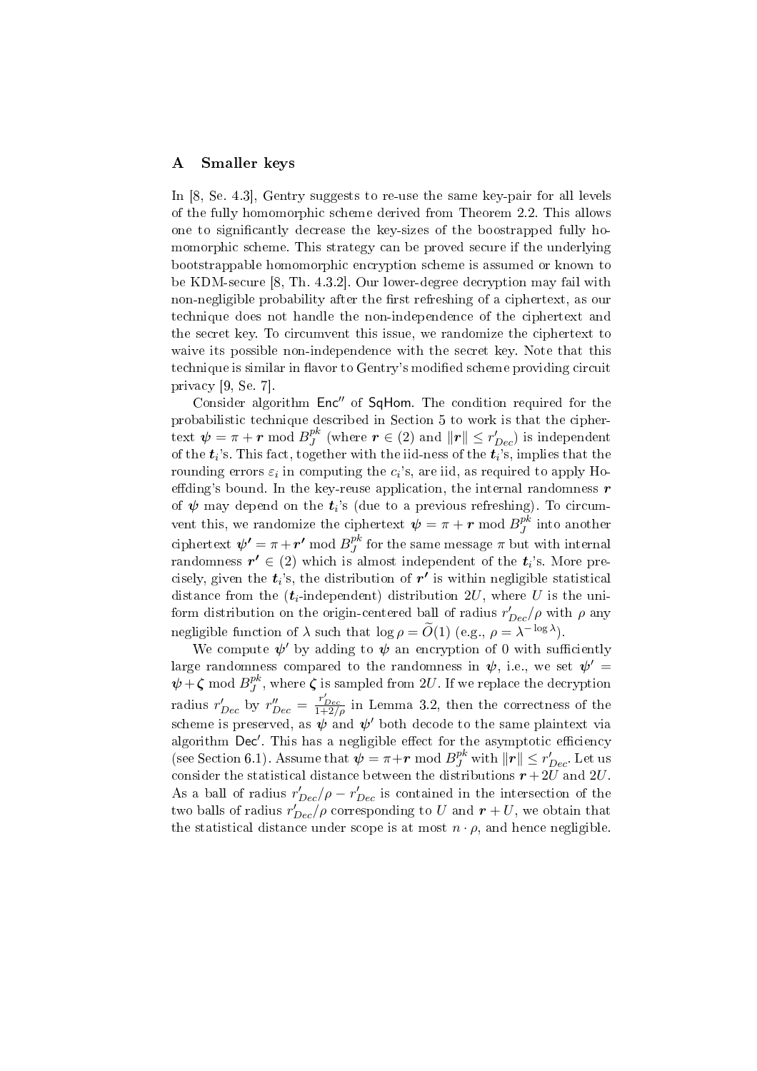## A Smaller keys

In [8, Se. 4.3], Gentry suggests to re-use the same key-pair for all levels of the fully homomorphic scheme derived from Theorem 2.2. This allows one to significantly decrease the key-sizes of the boostrapped fully homomorphic scheme. This strategy can be proved secure if the underlying bootstrappable homomorphic encryption scheme is assumed or known to be KDM-secure [8, Th. 4.3.2]. Our lower-degree decryption may fail with non-negligible probability after the first refreshing of a ciphertext, as our technique does not handle the non-independence of the ciphertext and the secret key. To circumvent this issue, we randomize the ciphertext to waive its possible non-independence with the secret key. Note that this technique is similar in flavor to Gentry's modified scheme providing circuit privacy [9, Se. 7].

Consider algorithm $\mathsf{Enc}''$ of $\mathsf{SqHom}$. The condition required for the probabilistic technique described in Section 5 to work is that the ciphertext $\boldsymbol{\psi} = \pi + \boldsymbol{r} \bmod B_J^{pk}$ (where $\boldsymbol{r} \in (2)$ and $\|\boldsymbol{r}\| \leq r'_{Dec}$) is independent of the $\boldsymbol{t}_i$'s. This fact, together with the iid-ness of the $\boldsymbol{t}_i$'s, implies that the rounding errors $\varepsilon_i$ in computing the $c_i$'s, are iid, as required to apply Hoeffding's bound. In the key-reuse application, the internal randomness $\boldsymbol{r}$ of $\boldsymbol{\psi}$ may depend on the $\boldsymbol{t}_i$'s (due to a previous refreshing). To circumvent this, we randomize the ciphertext $\boldsymbol{\psi} = \pi + \boldsymbol{r} \bmod B_J^{pk}$ into another ciphertext $\boldsymbol{\psi'} = \pi + \boldsymbol{r'} \bmod B_J^{pk}$ for the same message $\pi$ but with internal randomness $\boldsymbol{r'} \in (2)$ which is almost independent of the $\boldsymbol{t}_i$'s. More precisely, given the $\boldsymbol{t}_i$'s, the distribution of $\boldsymbol{r'}$ is within negligible statistical distance from the ($\boldsymbol{t}_i$-independent) distribution $2U$, where $U$ is the uniform distribution on the origin-centered ball of radius $r'_{Dec}/\rho$ with $\rho$ any negligible function of $\lambda$ such that $\log \rho = \widetilde{O}(1)$ (e.g., $\rho = \lambda^{-\log \lambda}$).

We compute $\boldsymbol{\psi'}$ by adding to $\boldsymbol{\psi}$ an encryption of 0 with sufficiently large randomness compared to the randomness in $\boldsymbol{\psi}$, i.e., we set $\boldsymbol{\psi'} = \boldsymbol{\psi} + \boldsymbol{\zeta} \bmod B_J^{pk}$, where $\boldsymbol{\zeta}$ is sampled from $2U$. If we replace the decryption radius $r'_{Dec}$ by $r''_{Dec} = \frac{r'_{Dec}}{1+2/\rho}$ in Lemma 3.2, then the correctness of the scheme is preserved, as $\boldsymbol{\psi}$ and $\boldsymbol{\psi'}$ both decode to the same plaintext via algorithm $\mathsf{Dec}'$. This has a negligible effect for the asymptotic efficiency (see Section 6.1). Assume that $\boldsymbol{\psi} = \pi + \boldsymbol{r} \bmod B_J^{pk}$ with $\|\boldsymbol{r}\| \leq r'_{Dec}$. Let us consider the statistical distance between the distributions $\boldsymbol{r} + 2U$ and $2U$. As a ball of radius $r'_{Dec}/\rho - r'_{Dec}$ is contained in the intersection of the two balls of radius $r'_{Dec}/\rho$ corresponding to $U$ and $\boldsymbol{r} + U$, we obtain that the statistical distance under scope is at most $n \cdot \rho$, and hence negligible.